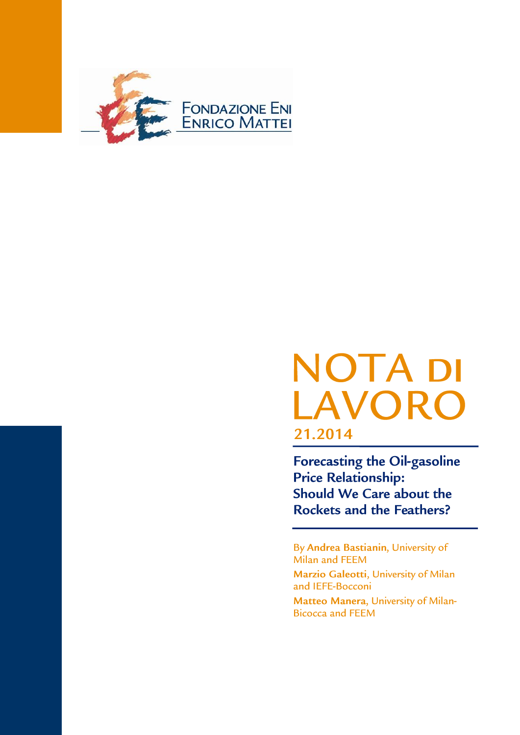Fondazione Eni Enrico Mattei

# NOTA DI LAVORO

**21.2014**

## Forecasting the Oil-gasoline Price Relationship: Should We Care about the Rockets and the Feathers?

By **Andrea Bastianin**, University of Milan and FEEM

**Marzio Galeotti**, University of Milan and IEFE-Bocconi

**Matteo Manera**, University of Milan-Bicocca and FEEM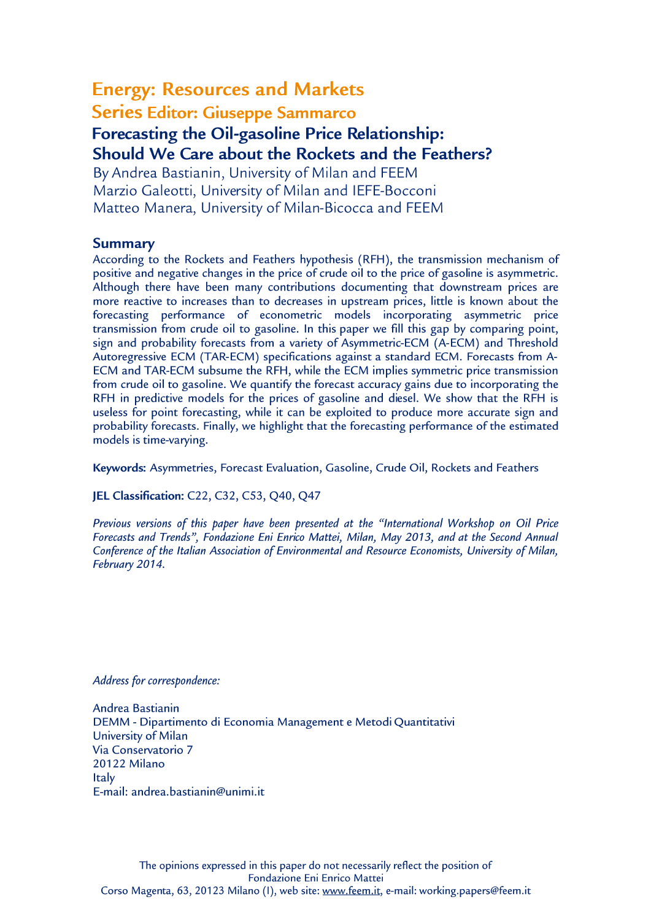# Energy: Resources and Markets

## Series Editor: Giuseppe Sammarco

## Forecasting the Oil-gasoline Price Relationship: Should We Care about the Rockets and the Feathers?

By Andrea Bastianin, University of Milan and FEEM
Marzio Galeotti, University of Milan and IEFE-Bocconi
Matteo Manera, University of Milan-Bicocca and FEEM

### Summary

According to the Rockets and Feathers hypothesis (RFH), the transmission mechanism of positive and negative changes in the price of crude oil to the price of gasoline is asymmetric. Although there have been many contributions documenting that downstream prices are more reactive to increases than to decreases in upstream prices, little is known about the forecasting performance of econometric models incorporating asymmetric price transmission from crude oil to gasoline. In this paper we fill this gap by comparing point, sign and probability forecasts from a variety of Asymmetric-ECM (A-ECM) and Threshold Autoregressive ECM (TAR-ECM) specifications against a standard ECM. Forecasts from A-ECM and TAR-ECM subsume the RFH, while the ECM implies symmetric price transmission from crude oil to gasoline. We quantify the forecast accuracy gains due to incorporating the RFH in predictive models for the prices of gasoline and diesel. We show that the RFH is useless for point forecasting, while it can be exploited to produce more accurate sign and probability forecasts. Finally, we highlight that the forecasting performance of the estimated models is time-varying.

**Keywords:** Asymmetries, Forecast Evaluation, Gasoline, Crude Oil, Rockets and Feathers

**JEL Classification:** C22, C32, C53, Q40, Q47

*Previous versions of this paper have been presented at the "International Workshop on Oil Price Forecasts and Trends", Fondazione Eni Enrico Mattei, Milan, May 2013, and at the Second Annual Conference of the Italian Association of Environmental and Resource Economists, University of Milan, February 2014.*

*Address for correspondence:*

Andrea Bastianin
DEMM - Dipartimento di Economia Management e Metodi Quantitativi
University of Milan
Via Conservatorio 7
20122 Milano
Italy
E-mail: andrea.bastianin@unimi.it

The opinions expressed in this paper do not necessarily reflect the position of Fondazione Eni Enrico Mattei
Corso Magenta, 63, 20123 Milano (I), web site: www.feem.it, e-mail: working.papers@feem.it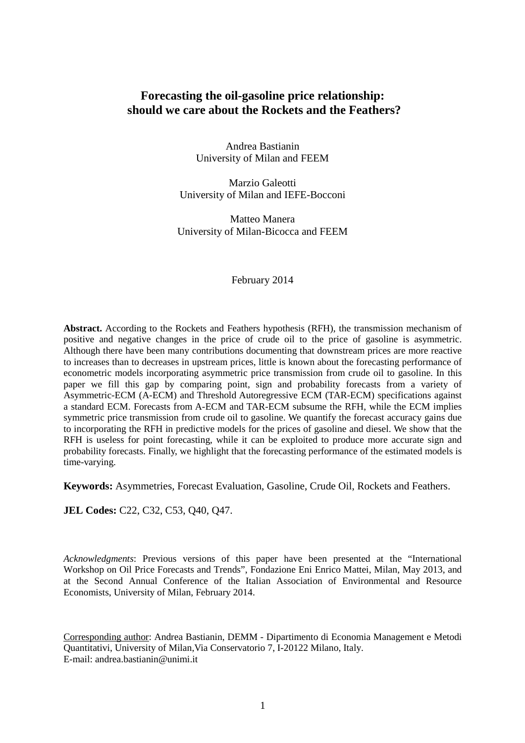# Forecasting the oil-gasoline price relationship: should we care about the Rockets and the Feathers?

Andrea Bastianin
University of Milan and FEEM

Marzio Galeotti
University of Milan and IEFE-Bocconi

Matteo Manera
University of Milan-Bicocca and FEEM

February 2014

**Abstract.** According to the Rockets and Feathers hypothesis (RFH), the transmission mechanism of positive and negative changes in the price of crude oil to the price of gasoline is asymmetric. Although there have been many contributions documenting that downstream prices are more reactive to increases than to decreases in upstream prices, little is known about the forecasting performance of econometric models incorporating asymmetric price transmission from crude oil to gasoline. In this paper we fill this gap by comparing point, sign and probability forecasts from a variety of Asymmetric-ECM (A-ECM) and Threshold Autoregressive ECM (TAR-ECM) specifications against a standard ECM. Forecasts from A-ECM and TAR-ECM subsume the RFH, while the ECM implies symmetric price transmission from crude oil to gasoline. We quantify the forecast accuracy gains due to incorporating the RFH in predictive models for the prices of gasoline and diesel. We show that the RFH is useless for point forecasting, while it can be exploited to produce more accurate sign and probability forecasts. Finally, we highlight that the forecasting performance of the estimated models is time-varying.

**Keywords:** Asymmetries, Forecast Evaluation, Gasoline, Crude Oil, Rockets and Feathers.

**JEL Codes:** C22, C32, C53, Q40, Q47.

*Acknowledgments*: Previous versions of this paper have been presented at the "International Workshop on Oil Price Forecasts and Trends", Fondazione Eni Enrico Mattei, Milan, May 2013, and at the Second Annual Conference of the Italian Association of Environmental and Resource Economists, University of Milan, February 2014.

Corresponding author: Andrea Bastianin, DEMM - Dipartimento di Economia Management e Metodi Quantitativi, University of Milan,Via Conservatorio 7, I-20122 Milano, Italy.
E-mail: andrea.bastianin@unimi.it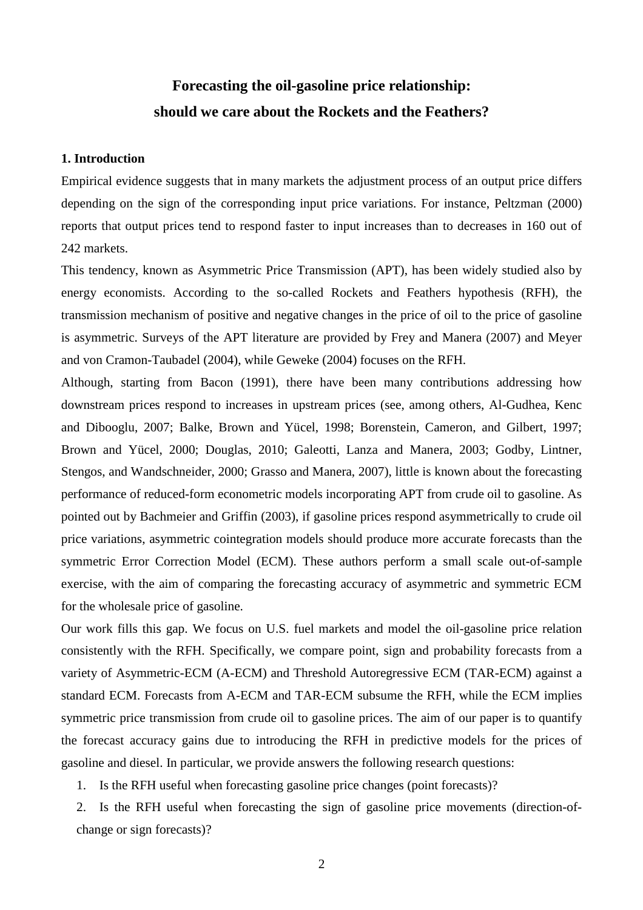# Forecasting the oil-gasoline price relationship: should we care about the Rockets and the Feathers?

## 1. Introduction

Empirical evidence suggests that in many markets the adjustment process of an output price differs depending on the sign of the corresponding input price variations. For instance, Peltzman (2000) reports that output prices tend to respond faster to input increases than to decreases in 160 out of 242 markets.

This tendency, known as Asymmetric Price Transmission (APT), has been widely studied also by energy economists. According to the so-called Rockets and Feathers hypothesis (RFH), the transmission mechanism of positive and negative changes in the price of oil to the price of gasoline is asymmetric. Surveys of the APT literature are provided by Frey and Manera (2007) and Meyer and von Cramon-Taubadel (2004), while Geweke (2004) focuses on the RFH.

Although, starting from Bacon (1991), there have been many contributions addressing how downstream prices respond to increases in upstream prices (see, among others, Al-Gudhea, Kenc and Dibooglu, 2007; Balke, Brown and Yücel, 1998; Borenstein, Cameron, and Gilbert, 1997; Brown and Yücel, 2000; Douglas, 2010; Galeotti, Lanza and Manera, 2003; Godby, Lintner, Stengos, and Wandschneider, 2000; Grasso and Manera, 2007), little is known about the forecasting performance of reduced-form econometric models incorporating APT from crude oil to gasoline. As pointed out by Bachmeier and Griffin (2003), if gasoline prices respond asymmetrically to crude oil price variations, asymmetric cointegration models should produce more accurate forecasts than the symmetric Error Correction Model (ECM). These authors perform a small scale out-of-sample exercise, with the aim of comparing the forecasting accuracy of asymmetric and symmetric ECM for the wholesale price of gasoline.

Our work fills this gap. We focus on U.S. fuel markets and model the oil-gasoline price relation consistently with the RFH. Specifically, we compare point, sign and probability forecasts from a variety of Asymmetric-ECM (A-ECM) and Threshold Autoregressive ECM (TAR-ECM) against a standard ECM. Forecasts from A-ECM and TAR-ECM subsume the RFH, while the ECM implies symmetric price transmission from crude oil to gasoline prices. The aim of our paper is to quantify the forecast accuracy gains due to introducing the RFH in predictive models for the prices of gasoline and diesel. In particular, we provide answers the following research questions:

1. Is the RFH useful when forecasting gasoline price changes (point forecasts)?
2. Is the RFH useful when forecasting the sign of gasoline price movements (direction-of-change or sign forecasts)?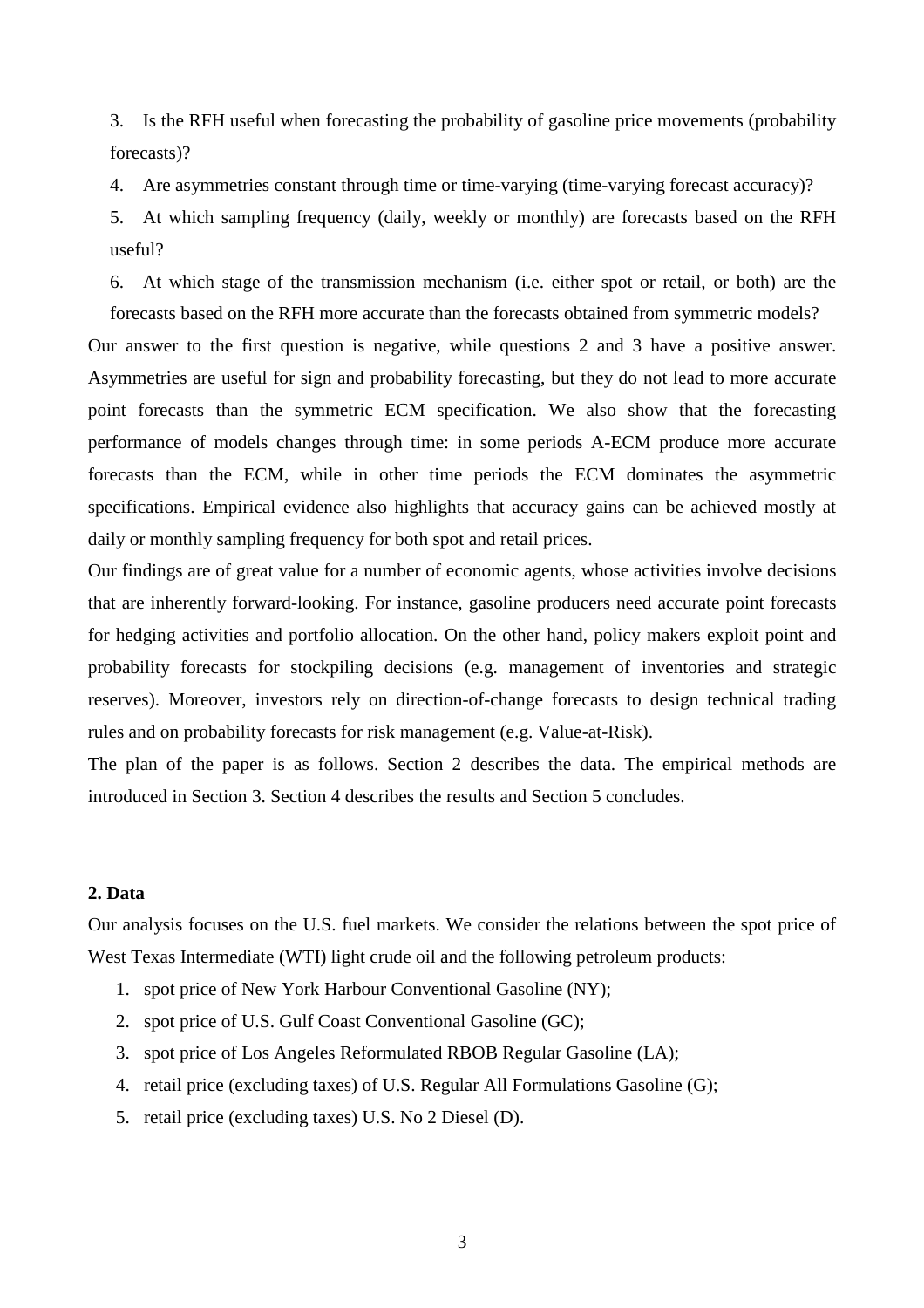3. Is the RFH useful when forecasting the probability of gasoline price movements (probability forecasts)?
4. Are asymmetries constant through time or time-varying (time-varying forecast accuracy)?
5. At which sampling frequency (daily, weekly or monthly) are forecasts based on the RFH useful?
6. At which stage of the transmission mechanism (i.e. either spot or retail, or both) are the forecasts based on the RFH more accurate than the forecasts obtained from symmetric models?

Our answer to the first question is negative, while questions 2 and 3 have a positive answer. Asymmetries are useful for sign and probability forecasting, but they do not lead to more accurate point forecasts than the symmetric ECM specification. We also show that the forecasting performance of models changes through time: in some periods A-ECM produce more accurate forecasts than the ECM, while in other time periods the ECM dominates the asymmetric specifications. Empirical evidence also highlights that accuracy gains can be achieved mostly at daily or monthly sampling frequency for both spot and retail prices.

Our findings are of great value for a number of economic agents, whose activities involve decisions that are inherently forward-looking. For instance, gasoline producers need accurate point forecasts for hedging activities and portfolio allocation. On the other hand, policy makers exploit point and probability forecasts for stockpiling decisions (e.g. management of inventories and strategic reserves). Moreover, investors rely on direction-of-change forecasts to design technical trading rules and on probability forecasts for risk management (e.g. Value-at-Risk).

The plan of the paper is as follows. Section 2 describes the data. The empirical methods are introduced in Section 3. Section 4 describes the results and Section 5 concludes.

## 2. Data

Our analysis focuses on the U.S. fuel markets. We consider the relations between the spot price of West Texas Intermediate (WTI) light crude oil and the following petroleum products:

1. spot price of New York Harbour Conventional Gasoline (NY);
2. spot price of U.S. Gulf Coast Conventional Gasoline (GC);
3. spot price of Los Angeles Reformulated RBOB Regular Gasoline (LA);
4. retail price (excluding taxes) of U.S. Regular All Formulations Gasoline (G);
5. retail price (excluding taxes) U.S. No 2 Diesel (D).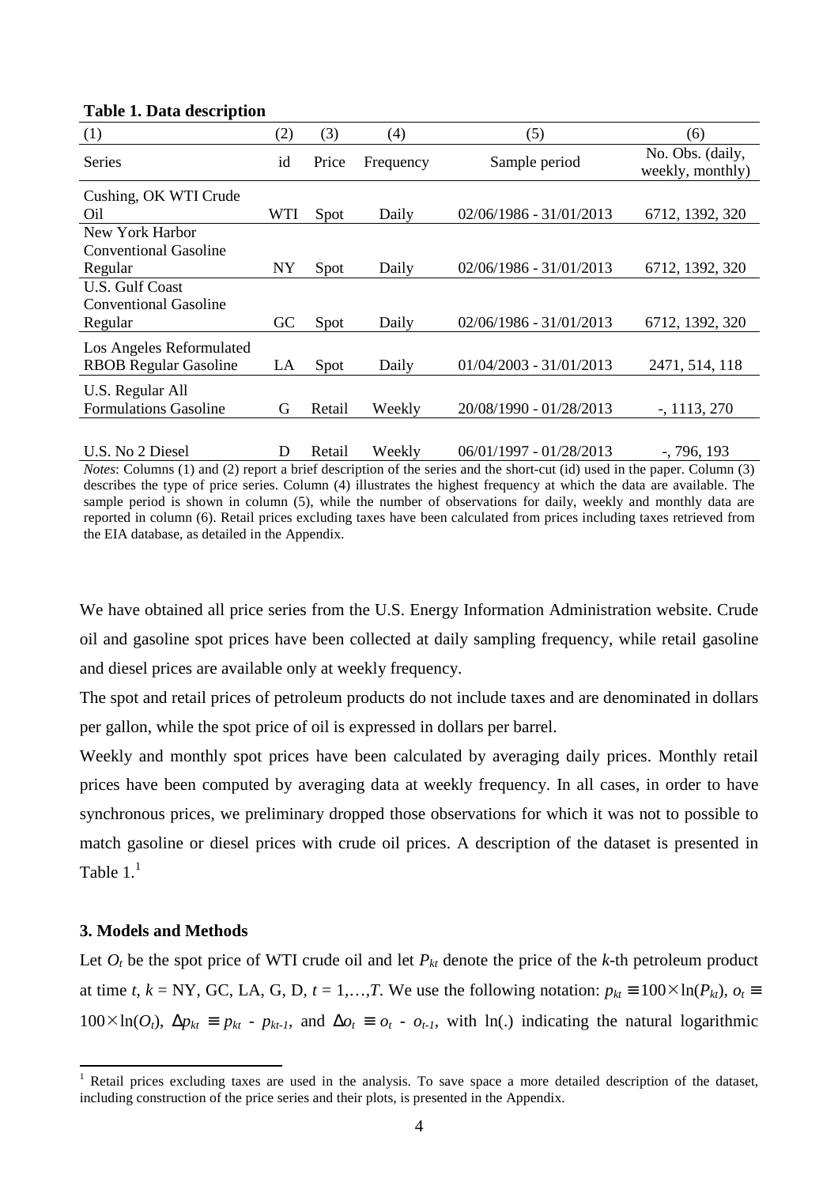**Table 1. Data description**

| (1) | (2) | (3) | (4) | (5) | (6) |
|---|---|---|---|---|---|
| Series | id | Price | Frequency | Sample period | No. Obs. (daily, weekly, monthly) |
| Cushing, OK WTI Crude Oil | WTI | Spot | Daily | 02/06/1986 - 31/01/2013 | 6712, 1392, 320 |
| New York Harbor Conventional Gasoline Regular | NY | Spot | Daily | 02/06/1986 - 31/01/2013 | 6712, 1392, 320 |
| U.S. Gulf Coast Conventional Gasoline Regular | GC | Spot | Daily | 02/06/1986 - 31/01/2013 | 6712, 1392, 320 |
| Los Angeles Reformulated RBOB Regular Gasoline | LA | Spot | Daily | 01/04/2003 - 31/01/2013 | 2471, 514, 118 |
| U.S. Regular All Formulations Gasoline | G | Retail | Weekly | 20/08/1990 - 01/28/2013 | -, 1113, 270 |
| U.S. No 2 Diesel | D | Retail | Weekly | 06/01/1997 - 01/28/2013 | -, 796, 193 |

*Notes*: Columns (1) and (2) report a brief description of the series and the short-cut (id) used in the paper. Column (3) describes the type of price series. Column (4) illustrates the highest frequency at which the data are available. The sample period is shown in column (5), while the number of observations for daily, weekly and monthly data are reported in column (6). Retail prices excluding taxes have been calculated from prices including taxes retrieved from the EIA database, as detailed in the Appendix.

We have obtained all price series from the U.S. Energy Information Administration website. Crude oil and gasoline spot prices have been collected at daily sampling frequency, while retail gasoline and diesel prices are available only at weekly frequency.

The spot and retail prices of petroleum products do not include taxes and are denominated in dollars per gallon, while the spot price of oil is expressed in dollars per barrel.

Weekly and monthly spot prices have been calculated by averaging daily prices. Monthly retail prices have been computed by averaging data at weekly frequency. In all cases, in order to have synchronous prices, we preliminary dropped those observations for which it was not to possible to match gasoline or diesel prices with crude oil prices. A description of the dataset is presented in Table 1.[1]

### 3. Models and Methods

Let $O_t$ be the spot price of WTI crude oil and let $P_{kt}$ denote the price of the $k$-th petroleum product at time $t$, $k$ = NY, GC, LA, G, D, $t = 1,\ldots,T$. We use the following notation: $p_{kt} \equiv 100\times\ln(P_{kt})$, $o_t \equiv 100\times\ln(O_t)$, $\Delta p_{kt} \equiv p_{kt} - p_{kt-1}$, and $\Delta o_t \equiv o_t - o_{t-1}$, with ln(.) indicating the natural logarithmic

[1] Retail prices excluding taxes are used in the analysis. To save space a more detailed description of the dataset, including construction of the price series and their plots, is presented in the Appendix.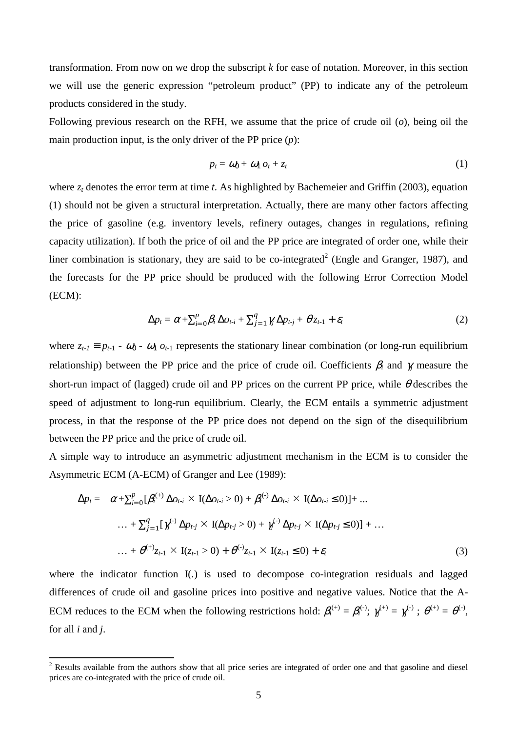transformation. From now on we drop the subscript $k$ for ease of notation. Moreover, in this section we will use the generic expression "petroleum product" (PP) to indicate any of the petroleum products considered in the study.

Following previous research on the RFH, we assume that the price of crude oil ($o$), being oil the main production input, is the only driver of the PP price ($p$):

$$p_t = \omega_0 + \omega_1 o_t + z_t \tag{1}$$

where $z_t$ denotes the error term at time $t$. As highlighted by Bachemeier and Griffin (2003), equation (1) should not be given a structural interpretation. Actually, there are many other factors affecting the price of gasoline (e.g. inventory levels, refinery outages, changes in regulations, refining capacity utilization). If both the price of oil and the PP price are integrated of order one, while their liner combination is stationary, they are said to be co-integrated[2] (Engle and Granger, 1987), and the forecasts for the PP price should be produced with the following Error Correction Model (ECM):

$$\Delta p_t = \alpha + \sum_{i=0}^{p} \beta_i \Delta o_{t-i} + \sum_{j=1}^{q} \gamma_j \Delta p_{t-j} + \theta z_{t-1} + \varepsilon_t \tag{2}$$

where $z_{t-1} \equiv p_{t-1} - \omega_0 - \omega_1 o_{t-1}$ represents the stationary linear combination (or long-run equilibrium relationship) between the PP price and the price of crude oil. Coefficients $\beta_i$ and $\gamma_j$ measure the short-run impact of (lagged) crude oil and PP prices on the current PP price, while $\theta$ describes the speed of adjustment to long-run equilibrium. Clearly, the ECM entails a symmetric adjustment process, in that the response of the PP price does not depend on the sign of the disequilibrium between the PP price and the price of crude oil.

A simple way to introduce an asymmetric adjustment mechanism in the ECM is to consider the Asymmetric ECM (A-ECM) of Granger and Lee (1989):

$$\begin{aligned}
\Delta p_t = \quad & \alpha + \sum_{i=0}^{p} [\beta_i^{(+)} \Delta o_{t-i} \times \mathrm{I}(\Delta o_{t-i} > 0) + \beta_i^{(-)} \Delta o_{t-i} \times \mathrm{I}(\Delta o_{t-i} \leq 0)] + \ldots \\
& \ldots + \sum_{j=1}^{q} [\gamma_j^{(-)} \Delta p_{t-j} \times \mathrm{I}(\Delta p_{t-j} > 0) + \gamma_j^{(-)} \Delta p_{t-j} \times \mathrm{I}(\Delta p_{t-j} \leq 0)] + \ldots \\
& \ldots + \theta^{(+)} z_{t-1} \times \mathrm{I}(z_{t-1} > 0) + \theta^{(-)} z_{t-1} \times \mathrm{I}(z_{t-1} \leq 0) + \varepsilon_t
\end{aligned} \tag{3}$$

where the indicator function I(.) is used to decompose co-integration residuals and lagged differences of crude oil and gasoline prices into positive and negative values. Notice that the A-ECM reduces to the ECM when the following restrictions hold: $\beta_i^{(+)} = \beta_i^{(-)}$; $\gamma_j^{(+)} = \gamma_j^{(-)}$ ; $\theta^{(+)} = \theta^{(-)}$, for all $i$ and $j$.

---

[2] Results available from the authors show that all price series are integrated of order one and that gasoline and diesel prices are co-integrated with the price of crude oil.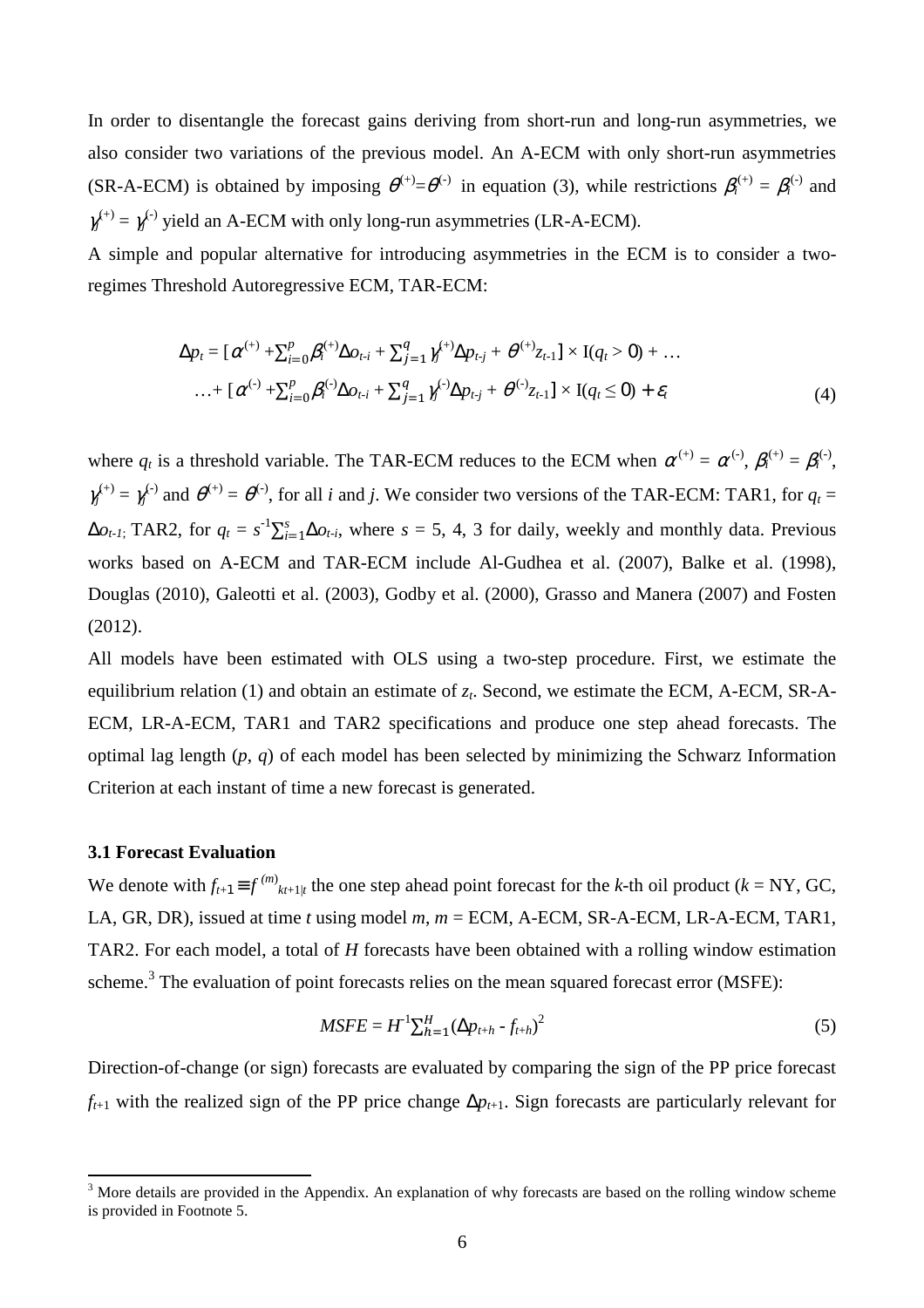In order to disentangle the forecast gains deriving from short-run and long-run asymmetries, we also consider two variations of the previous model. An A-ECM with only short-run asymmetries (SR-A-ECM) is obtained by imposing $\theta^{(+)}=\theta^{(-)}$ in equation (3), while restrictions $\beta_i^{(+)} = \beta_i^{(-)}$ and $\gamma_j^{(+)} = \gamma_j^{(-)}$ yield an A-ECM with only long-run asymmetries (LR-A-ECM).

A simple and popular alternative for introducing asymmetries in the ECM is to consider a two-regimes Threshold Autoregressive ECM, TAR-ECM:

$$\Delta p_t = [\alpha^{(+)} + \textstyle\sum_{i=0}^{p} \beta_i^{(+)} \Delta o_{t-i} + \sum_{j=1}^{q} \gamma_j^{(+)} \Delta p_{t-j} + \theta^{(+)} z_{t-1}] \times \mathrm{I}(q_t > 0) + \ldots$$

$$\ldots + [\alpha^{(-)} + \textstyle\sum_{i=0}^{p} \beta_i^{(-)} \Delta o_{t-i} + \sum_{j=1}^{q} \gamma_j^{(-)} \Delta p_{t-j} + \theta^{(-)} z_{t-1}] \times \mathrm{I}(q_t \leq 0) + \varepsilon_t \tag{4}$$

where $q_t$ is a threshold variable. The TAR-ECM reduces to the ECM when $\alpha^{(+)} = \alpha^{(-)}$, $\beta_i^{(+)} = \beta_i^{(-)}$, $\gamma_j^{(+)} = \gamma_j^{(-)}$ and $\theta^{(+)} = \theta^{(-)}$, for all $i$ and $j$. We consider two versions of the TAR-ECM: TAR1, for $q_t = \Delta o_{t-1}$; TAR2, for $q_t = s^{-1}\sum_{i=1}^{s} \Delta o_{t-i}$, where $s$ = 5, 4, 3 for daily, weekly and monthly data. Previous works based on A-ECM and TAR-ECM include Al-Gudhea et al. (2007), Balke et al. (1998), Douglas (2010), Galeotti et al. (2003), Godby et al. (2000), Grasso and Manera (2007) and Fosten (2012).

All models have been estimated with OLS using a two-step procedure. First, we estimate the equilibrium relation (1) and obtain an estimate of $z_t$. Second, we estimate the ECM, A-ECM, SR-A-ECM, LR-A-ECM, TAR1 and TAR2 specifications and produce one step ahead forecasts. The optimal lag length ($p$, $q$) of each model has been selected by minimizing the Schwarz Information Criterion at each instant of time a new forecast is generated.

### 3.1 Forecast Evaluation

We denote with $f_{t+1} \equiv f^{(m)}_{kt+1|t}$ the one step ahead point forecast for the $k$-th oil product ($k$ = NY, GC, LA, GR, DR), issued at time $t$ using model $m$, $m$ = ECM, A-ECM, SR-A-ECM, LR-A-ECM, TAR1, TAR2. For each model, a total of $H$ forecasts have been obtained with a rolling window estimation scheme.[3] The evaluation of point forecasts relies on the mean squared forecast error (MSFE):

$$MSFE = H^{-1}\textstyle\sum_{h=1}^{H} (\Delta p_{t+h} - f_{t+h})^2 \tag{5}$$

Direction-of-change (or sign) forecasts are evaluated by comparing the sign of the PP price forecast $f_{t+1}$ with the realized sign of the PP price change $\Delta p_{t+1}$. Sign forecasts are particularly relevant for

[3] More details are provided in the Appendix. An explanation of why forecasts are based on the rolling window scheme is provided in Footnote 5.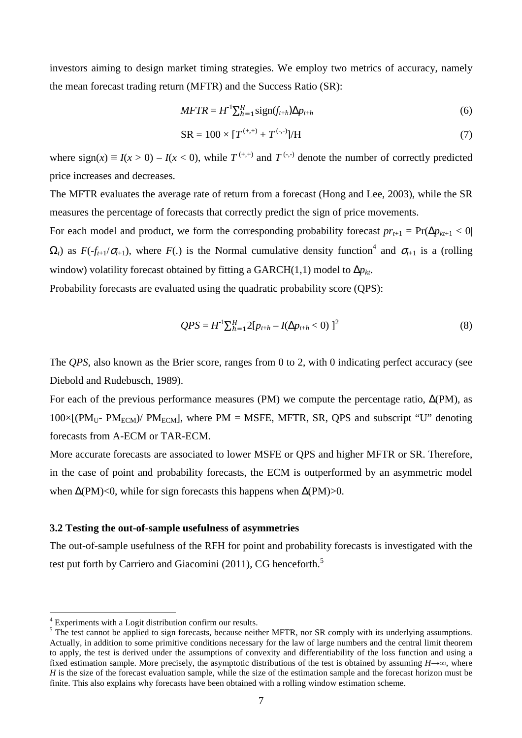investors aiming to design market timing strategies. We employ two metrics of accuracy, namely the mean forecast trading return (MFTR) and the Success Ratio (SR):

$$MFTR = H^{-1}\sum_{h=1}^{H}\text{sign}(f_{t+h})\Delta p_{t+h} \tag{6}$$

$$\text{SR} = 100 \times [T^{(+,+)} + T^{(-,-)}]/\text{H} \tag{7}$$

where $\text{sign}(x) \equiv I(x > 0) - I(x < 0)$, while $T^{(+,+)}$ and $T^{(-,-)}$ denote the number of correctly predicted price increases and decreases.

The MFTR evaluates the average rate of return from a forecast (Hong and Lee, 2003), while the SR measures the percentage of forecasts that correctly predict the sign of price movements.

For each model and product, we form the corresponding probability forecast $pr_{t+1} = \Pr(\Delta p_{kt+1} < 0|\Omega_t)$ as $F(-f_{t+1}/\sigma_{t+1})$, where $F(.)$ is the Normal cumulative density function[4] and $\sigma_{t+1}$ is a (rolling window) volatility forecast obtained by fitting a GARCH(1,1) model to $\Delta p_{kt}$.

Probability forecasts are evaluated using the quadratic probability score (QPS):

$$QPS = H^{-1}\sum_{h=1}^{H}2[p_{t+h} - I(\Delta p_{t+h} < 0)\ ]^2 \tag{8}$$

The *QPS*, also known as the Brier score, ranges from 0 to 2, with 0 indicating perfect accuracy (see Diebold and Rudebusch, 1989).

For each of the previous performance measures (PM) we compute the percentage ratio, $\Delta$(PM), as $100\times[(\text{PM}_{\text{U}}\text{- PM}_{\text{ECM}})/\text{ PM}_{\text{ECM}}]$, where PM = MSFE, MFTR, SR, QPS and subscript "U" denoting forecasts from A-ECM or TAR-ECM.

More accurate forecasts are associated to lower MSFE or QPS and higher MFTR or SR. Therefore, in the case of point and probability forecasts, the ECM is outperformed by an asymmetric model when $\Delta$(PM)<0, while for sign forecasts this happens when $\Delta$(PM)>0.

### 3.2 Testing the out-of-sample usefulness of asymmetries

The out-of-sample usefulness of the RFH for point and probability forecasts is investigated with the test put forth by Carriero and Giacomini (2011), CG henceforth.[5]

---

[4] Experiments with a Logit distribution confirm our results.

[5] The test cannot be applied to sign forecasts, because neither MFTR, nor SR comply with its underlying assumptions. Actually, in addition to some primitive conditions necessary for the law of large numbers and the central limit theorem to apply, the test is derived under the assumptions of convexity and differentiability of the loss function and using a fixed estimation sample. More precisely, the asymptotic distributions of the test is obtained by assuming $H\rightarrow\infty$, where $H$ is the size of the forecast evaluation sample, while the size of the estimation sample and the forecast horizon must be finite. This also explains why forecasts have been obtained with a rolling window estimation scheme.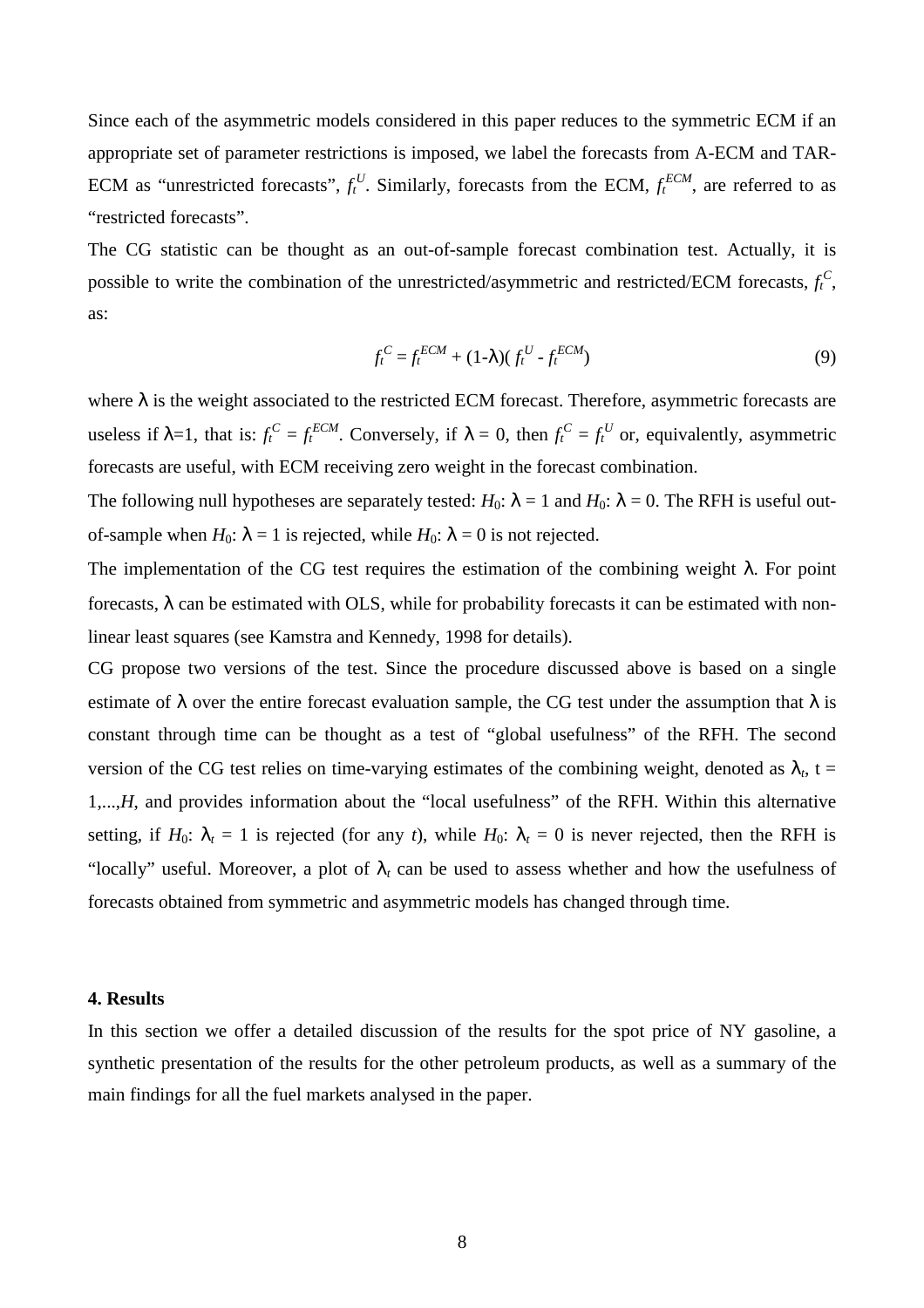Since each of the asymmetric models considered in this paper reduces to the symmetric ECM if an appropriate set of parameter restrictions is imposed, we label the forecasts from A-ECM and TAR-ECM as "unrestricted forecasts", $f_t^U$. Similarly, forecasts from the ECM, $f_t^{ECM}$, are referred to as "restricted forecasts".

The CG statistic can be thought as an out-of-sample forecast combination test. Actually, it is possible to write the combination of the unrestricted/asymmetric and restricted/ECM forecasts, $f_t^C$, as:

$$f_t^C = f_t^{ECM} + (1\text{-}\lambda)( f_t^U - f_t^{ECM}) \tag{9}$$

where $\lambda$ is the weight associated to the restricted ECM forecast. Therefore, asymmetric forecasts are useless if $\lambda$=1, that is: $f_t^C = f_t^{ECM}$. Conversely, if $\lambda = 0$, then $f_t^C = f_t^U$ or, equivalently, asymmetric forecasts are useful, with ECM receiving zero weight in the forecast combination.

The following null hypotheses are separately tested: $H_0$: $\lambda = 1$ and $H_0$: $\lambda = 0$. The RFH is useful out-of-sample when $H_0$: $\lambda = 1$ is rejected, while $H_0$: $\lambda = 0$ is not rejected.

The implementation of the CG test requires the estimation of the combining weight $\lambda$. For point forecasts, $\lambda$ can be estimated with OLS, while for probability forecasts it can be estimated with non-linear least squares (see Kamstra and Kennedy, 1998 for details).

CG propose two versions of the test. Since the procedure discussed above is based on a single estimate of $\lambda$ over the entire forecast evaluation sample, the CG test under the assumption that $\lambda$ is constant through time can be thought as a test of "global usefulness" of the RFH. The second version of the CG test relies on time-varying estimates of the combining weight, denoted as $\lambda_t$, t = 1,...,$H$, and provides information about the "local usefulness" of the RFH. Within this alternative setting, if $H_0$: $\lambda_t = 1$ is rejected (for any $t$), while $H_0$: $\lambda_t = 0$ is never rejected, then the RFH is "locally" useful. Moreover, a plot of $\lambda_t$ can be used to assess whether and how the usefulness of forecasts obtained from symmetric and asymmetric models has changed through time.

## 4. Results

In this section we offer a detailed discussion of the results for the spot price of NY gasoline, a synthetic presentation of the results for the other petroleum products, as well as a summary of the main findings for all the fuel markets analysed in the paper.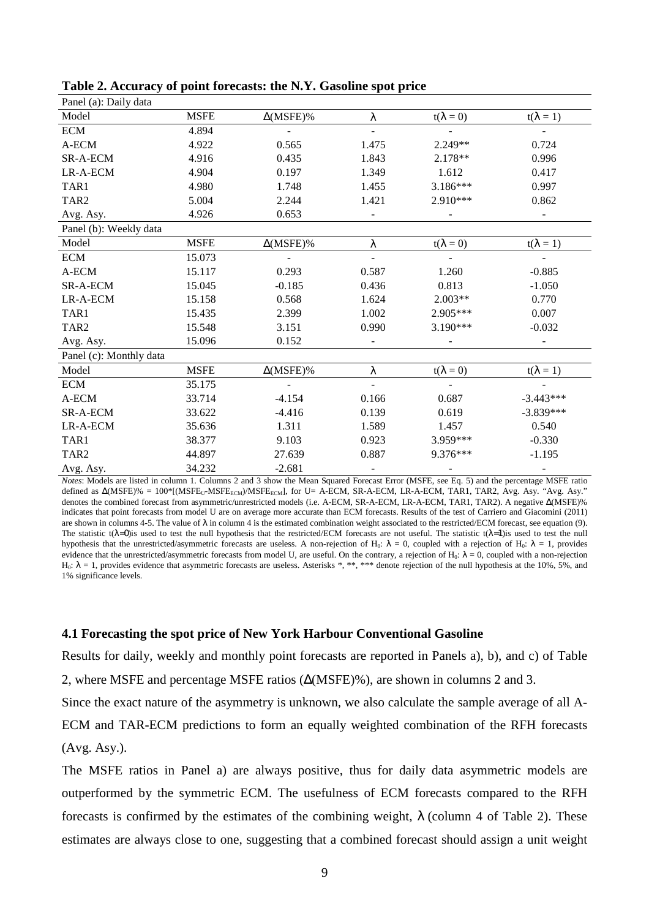**Table 2. Accuracy of point forecasts: the N.Y. Gasoline spot price**

| Model | MSFE | $\Delta$(MSFE)% | $\lambda$ | $t(\lambda = 0)$ | $t(\lambda = 1)$ |
|---|---|---|---|---|---|
| Panel (a): Daily data | | | | | |
| ECM | 4.894 | - | - | - | - |
| A-ECM | 4.922 | 0.565 | 1.475 | 2.249** | 0.724 |
| SR-A-ECM | 4.916 | 0.435 | 1.843 | 2.178** | 0.996 |
| LR-A-ECM | 4.904 | 0.197 | 1.349 | 1.612 | 0.417 |
| TAR1 | 4.980 | 1.748 | 1.455 | 3.186*** | 0.997 |
| TAR2 | 5.004 | 2.244 | 1.421 | 2.910*** | 0.862 |
| Avg. Asy. | 4.926 | 0.653 | - | - | - |
| Panel (b): Weekly data | | | | | |
| ECM | 15.073 | - | - | - | - |
| A-ECM | 15.117 | 0.293 | 0.587 | 1.260 | -0.885 |
| SR-A-ECM | 15.045 | -0.185 | 0.436 | 0.813 | -1.050 |
| LR-A-ECM | 15.158 | 0.568 | 1.624 | 2.003** | 0.770 |
| TAR1 | 15.435 | 2.399 | 1.002 | 2.905*** | 0.007 |
| TAR2 | 15.548 | 3.151 | 0.990 | 3.190*** | -0.032 |
| Avg. Asy. | 15.096 | 0.152 | - | - | - |
| Panel (c): Monthly data | | | | | |
| ECM | 35.175 | - | - | - | - |
| A-ECM | 33.714 | -4.154 | 0.166 | 0.687 | -3.443*** |
| SR-A-ECM | 33.622 | -4.416 | 0.139 | 0.619 | -3.839*** |
| LR-A-ECM | 35.636 | 1.311 | 1.589 | 1.457 | 0.540 |
| TAR1 | 38.377 | 9.103 | 0.923 | 3.959*** | -0.330 |
| TAR2 | 44.897 | 27.639 | 0.887 | 9.376*** | -1.195 |
| Avg. Asy. | 34.232 | -2.681 | - | - | - |

*Notes*: Models are listed in column 1. Columns 2 and 3 show the Mean Squared Forecast Error (MSFE, see Eq. 5) and the percentage MSFE ratio defined as $\Delta(\text{MSFE})\% = 100*[(\text{MSFE}_U - \text{MSFE}_{ECM})/\text{MSFE}_{ECM}]$, for U= A-ECM, SR-A-ECM, LR-A-ECM, TAR1, TAR2, Avg. Asy. "Avg. Asy." denotes the combined forecast from asymmetric/unrestricted models (i.e. A-ECM, SR-A-ECM, LR-A-ECM, TAR1, TAR2). A negative $\Delta$(MSFE)% indicates that point forecasts from model U are on average more accurate than ECM forecasts. Results of the test of Carriero and Giacomini (2011) are shown in columns 4-5. The value of $\lambda$ in column 4 is the estimated combination weight associated to the restricted/ECM forecast, see equation (9). The statistic $t(\lambda=0)$ is used to test the null hypothesis that the restricted/ECM forecasts are not useful. The statistic $t(\lambda=1)$ is used to test the null hypothesis that the unrestricted/asymmetric forecasts are useless. A non-rejection of $H_0$: $\lambda = 0$, coupled with a rejection of $H_0$: $\lambda = 1$, provides evidence that the unrestricted/asymmetric forecasts from model U, are useful. On the contrary, a rejection of $H_0$: $\lambda = 0$, coupled with a non-rejection $H_0$: $\lambda = 1$, provides evidence that asymmetric forecasts are useless. Asterisks *, **, *** denote rejection of the null hypothesis at the 10%, 5%, and 1% significance levels.

### 4.1 Forecasting the spot price of New York Harbour Conventional Gasoline

Results for daily, weekly and monthly point forecasts are reported in Panels a), b), and c) of Table 2, where MSFE and percentage MSFE ratios ($\Delta$(MSFE)%), are shown in columns 2 and 3.

Since the exact nature of the asymmetry is unknown, we also calculate the sample average of all A-ECM and TAR-ECM predictions to form an equally weighted combination of the RFH forecasts (Avg. Asy.).

The MSFE ratios in Panel a) are always positive, thus for daily data asymmetric models are outperformed by the symmetric ECM. The usefulness of ECM forecasts compared to the RFH forecasts is confirmed by the estimates of the combining weight, $\lambda$ (column 4 of Table 2). These estimates are always close to one, suggesting that a combined forecast should assign a unit weight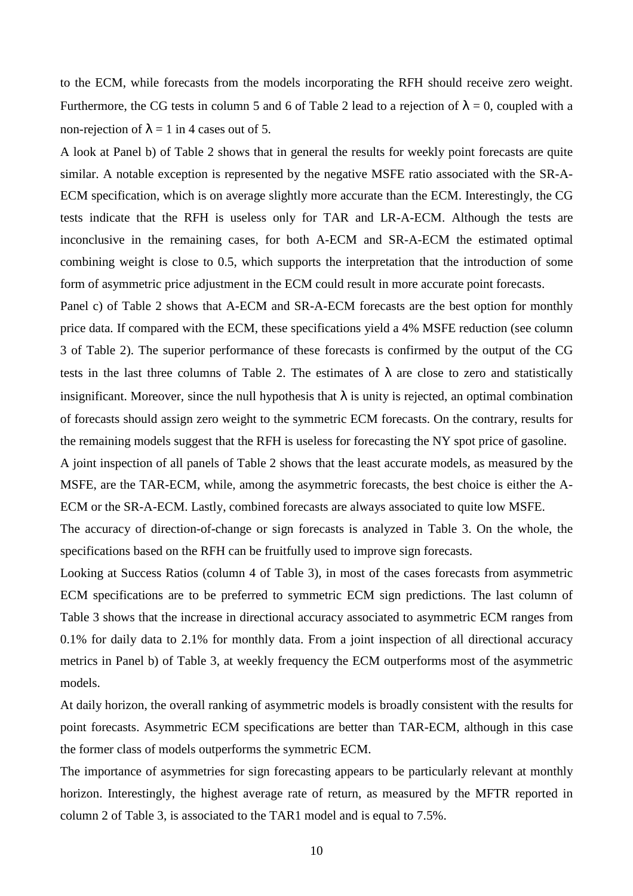to the ECM, while forecasts from the models incorporating the RFH should receive zero weight. Furthermore, the CG tests in column 5 and 6 of Table 2 lead to a rejection of $\lambda = 0$, coupled with a non-rejection of $\lambda = 1$ in 4 cases out of 5.

A look at Panel b) of Table 2 shows that in general the results for weekly point forecasts are quite similar. A notable exception is represented by the negative MSFE ratio associated with the SR-A-ECM specification, which is on average slightly more accurate than the ECM. Interestingly, the CG tests indicate that the RFH is useless only for TAR and LR-A-ECM. Although the tests are inconclusive in the remaining cases, for both A-ECM and SR-A-ECM the estimated optimal combining weight is close to 0.5, which supports the interpretation that the introduction of some form of asymmetric price adjustment in the ECM could result in more accurate point forecasts.

Panel c) of Table 2 shows that A-ECM and SR-A-ECM forecasts are the best option for monthly price data. If compared with the ECM, these specifications yield a 4% MSFE reduction (see column 3 of Table 2). The superior performance of these forecasts is confirmed by the output of the CG tests in the last three columns of Table 2. The estimates of $\lambda$ are close to zero and statistically insignificant. Moreover, since the null hypothesis that $\lambda$ is unity is rejected, an optimal combination of forecasts should assign zero weight to the symmetric ECM forecasts. On the contrary, results for the remaining models suggest that the RFH is useless for forecasting the NY spot price of gasoline.

A joint inspection of all panels of Table 2 shows that the least accurate models, as measured by the MSFE, are the TAR-ECM, while, among the asymmetric forecasts, the best choice is either the A-ECM or the SR-A-ECM. Lastly, combined forecasts are always associated to quite low MSFE.

The accuracy of direction-of-change or sign forecasts is analyzed in Table 3. On the whole, the specifications based on the RFH can be fruitfully used to improve sign forecasts.

Looking at Success Ratios (column 4 of Table 3), in most of the cases forecasts from asymmetric ECM specifications are to be preferred to symmetric ECM sign predictions. The last column of Table 3 shows that the increase in directional accuracy associated to asymmetric ECM ranges from 0.1% for daily data to 2.1% for monthly data. From a joint inspection of all directional accuracy metrics in Panel b) of Table 3, at weekly frequency the ECM outperforms most of the asymmetric models.

At daily horizon, the overall ranking of asymmetric models is broadly consistent with the results for point forecasts. Asymmetric ECM specifications are better than TAR-ECM, although in this case the former class of models outperforms the symmetric ECM.

The importance of asymmetries for sign forecasting appears to be particularly relevant at monthly horizon. Interestingly, the highest average rate of return, as measured by the MFTR reported in column 2 of Table 3, is associated to the TAR1 model and is equal to 7.5%.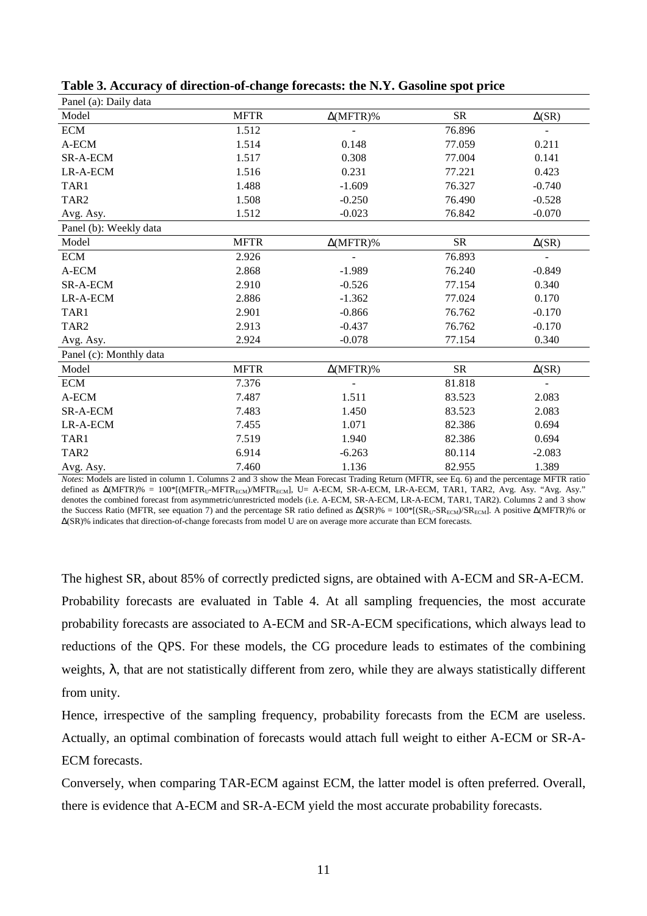**Table 3. Accuracy of direction-of-change forecasts: the N.Y. Gasoline spot price**

| Panel (a): Daily data | | | | |
|---|---|---|---|---|
| Model | MFTR | Δ(MFTR)% | SR | Δ(SR) |
| ECM | 1.512 | - | 76.896 | - |
| A-ECM | 1.514 | 0.148 | 77.059 | 0.211 |
| SR-A-ECM | 1.517 | 0.308 | 77.004 | 0.141 |
| LR-A-ECM | 1.516 | 0.231 | 77.221 | 0.423 |
| TAR1 | 1.488 | -1.609 | 76.327 | -0.740 |
| TAR2 | 1.508 | -0.250 | 76.490 | -0.528 |
| Avg. Asy. | 1.512 | -0.023 | 76.842 | -0.070 |
| **Panel (b): Weekly data** | | | | |
| Model | MFTR | Δ(MFTR)% | SR | Δ(SR) |
| ECM | 2.926 | - | 76.893 | - |
| A-ECM | 2.868 | -1.989 | 76.240 | -0.849 |
| SR-A-ECM | 2.910 | -0.526 | 77.154 | 0.340 |
| LR-A-ECM | 2.886 | -1.362 | 77.024 | 0.170 |
| TAR1 | 2.901 | -0.866 | 76.762 | -0.170 |
| TAR2 | 2.913 | -0.437 | 76.762 | -0.170 |
| Avg. Asy. | 2.924 | -0.078 | 77.154 | 0.340 |
| **Panel (c): Monthly data** | | | | |
| Model | MFTR | Δ(MFTR)% | SR | Δ(SR) |
| ECM | 7.376 | - | 81.818 | - |
| A-ECM | 7.487 | 1.511 | 83.523 | 2.083 |
| SR-A-ECM | 7.483 | 1.450 | 83.523 | 2.083 |
| LR-A-ECM | 7.455 | 1.071 | 82.386 | 0.694 |
| TAR1 | 7.519 | 1.940 | 82.386 | 0.694 |
| TAR2 | 6.914 | -6.263 | 80.114 | -2.083 |
| Avg. Asy. | 7.460 | 1.136 | 82.955 | 1.389 |

*Notes*: Models are listed in column 1. Columns 2 and 3 show the Mean Forecast Trading Return (MFTR, see Eq. 6) and the percentage MFTR ratio defined as $\Delta(MFTR)\% = 100*[(MFTR_U-MFTR_{ECM})/MFTR_{ECM}]$, U= A-ECM, SR-A-ECM, LR-A-ECM, TAR1, TAR2, Avg. Asy. "Avg. Asy." denotes the combined forecast from asymmetric/unrestricted models (i.e. A-ECM, SR-A-ECM, LR-A-ECM, TAR1, TAR2). Columns 2 and 3 show the Success Ratio (MFTR, see equation 7) and the percentage SR ratio defined as $\Delta(SR)\% = 100*[(SR_U-SR_{ECM})/SR_{ECM}]$. A positive $\Delta(MFTR)\%$ or $\Delta(SR)\%$ indicates that direction-of-change forecasts from model U are on average more accurate than ECM forecasts.

The highest SR, about 85% of correctly predicted signs, are obtained with A-ECM and SR-A-ECM. Probability forecasts are evaluated in Table 4. At all sampling frequencies, the most accurate probability forecasts are associated to A-ECM and SR-A-ECM specifications, which always lead to reductions of the QPS. For these models, the CG procedure leads to estimates of the combining weights, $\lambda$, that are not statistically different from zero, while they are always statistically different from unity.

Hence, irrespective of the sampling frequency, probability forecasts from the ECM are useless. Actually, an optimal combination of forecasts would attach full weight to either A-ECM or SR-A-ECM forecasts.

Conversely, when comparing TAR-ECM against ECM, the latter model is often preferred. Overall, there is evidence that A-ECM and SR-A-ECM yield the most accurate probability forecasts.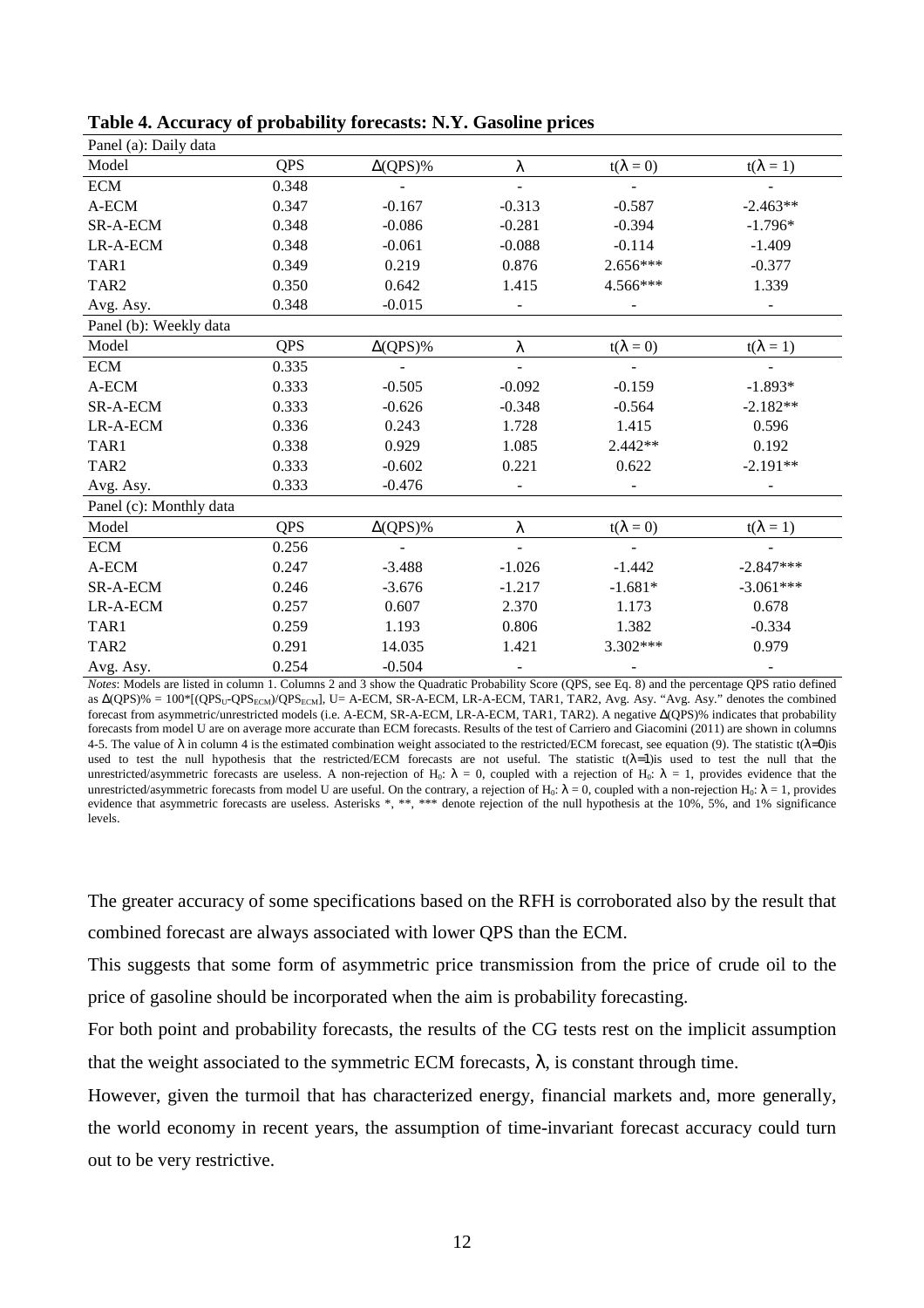**Table 4. Accuracy of probability forecasts: N.Y. Gasoline prices**

| Panel (a): Daily data | | | | | |
|---|---|---|---|---|---|
| Model | QPS | $\Delta$(QPS)% | $\lambda$ | $t(\lambda = 0)$ | $t(\lambda = 1)$ |
| ECM | 0.348 | - | - | - | - |
| A-ECM | 0.347 | -0.167 | -0.313 | -0.587 | -2.463** |
| SR-A-ECM | 0.348 | -0.086 | -0.281 | -0.394 | -1.796* |
| LR-A-ECM | 0.348 | -0.061 | -0.088 | -0.114 | -1.409 |
| TAR1 | 0.349 | 0.219 | 0.876 | 2.656*** | -0.377 |
| TAR2 | 0.350 | 0.642 | 1.415 | 4.566*** | 1.339 |
| Avg. Asy. | 0.348 | -0.015 | - | - | - |
| **Panel (b): Weekly data** | | | | | |
| Model | QPS | $\Delta$(QPS)% | $\lambda$ | $t(\lambda = 0)$ | $t(\lambda = 1)$ |
| ECM | 0.335 | - | - | - | - |
| A-ECM | 0.333 | -0.505 | -0.092 | -0.159 | -1.893* |
| SR-A-ECM | 0.333 | -0.626 | -0.348 | -0.564 | -2.182** |
| LR-A-ECM | 0.336 | 0.243 | 1.728 | 1.415 | 0.596 |
| TAR1 | 0.338 | 0.929 | 1.085 | 2.442** | 0.192 |
| TAR2 | 0.333 | -0.602 | 0.221 | 0.622 | -2.191** |
| Avg. Asy. | 0.333 | -0.476 | - | - | - |
| **Panel (c): Monthly data** | | | | | |
| Model | QPS | $\Delta$(QPS)% | $\lambda$ | $t(\lambda = 0)$ | $t(\lambda = 1)$ |
| ECM | 0.256 | - | - | - | - |
| A-ECM | 0.247 | -3.488 | -1.026 | -1.442 | -2.847*** |
| SR-A-ECM | 0.246 | -3.676 | -1.217 | -1.681* | -3.061*** |
| LR-A-ECM | 0.257 | 0.607 | 2.370 | 1.173 | 0.678 |
| TAR1 | 0.259 | 1.193 | 0.806 | 1.382 | -0.334 |
| TAR2 | 0.291 | 14.035 | 1.421 | 3.302*** | 0.979 |
| Avg. Asy. | 0.254 | -0.504 | - | - | - |

*Notes*: Models are listed in column 1. Columns 2 and 3 show the Quadratic Probability Score (QPS, see Eq. 8) and the percentage QPS ratio defined as $\Delta$(QPS)% = 100*[($QPS_U$-$QPS_{ECM}$)/$QPS_{ECM}$], U= A-ECM, SR-A-ECM, LR-A-ECM, TAR1, TAR2, Avg. Asy. "Avg. Asy." denotes the combined forecast from asymmetric/unrestricted models (i.e. A-ECM, SR-A-ECM, LR-A-ECM, TAR1, TAR2). A negative $\Delta$(QPS)% indicates that probability forecasts from model U are on average more accurate than ECM forecasts. Results of the test of Carriero and Giacomini (2011) are shown in columns 4-5. The value of $\lambda$ in column 4 is the estimated combination weight associated to the restricted/ECM forecast, see equation (9). The statistic $t(\lambda=0)$is used to test the null hypothesis that the restricted/ECM forecasts are not useful. The statistic $t(\lambda=1)$is used to test the null that the unrestricted/asymmetric forecasts are useless. A non-rejection of $H_0$: $\lambda = 0$, coupled with a rejection of $H_0$: $\lambda = 1$, provides evidence that the unrestricted/asymmetric forecasts from model U are useful. On the contrary, a rejection of $H_0$: $\lambda = 0$, coupled with a non-rejection $H_0$: $\lambda = 1$, provides evidence that asymmetric forecasts are useless. Asterisks *, **, *** denote rejection of the null hypothesis at the 10%, 5%, and 1% significance levels.

The greater accuracy of some specifications based on the RFH is corroborated also by the result that combined forecast are always associated with lower QPS than the ECM.

This suggests that some form of asymmetric price transmission from the price of crude oil to the price of gasoline should be incorporated when the aim is probability forecasting.

For both point and probability forecasts, the results of the CG tests rest on the implicit assumption that the weight associated to the symmetric ECM forecasts, $\lambda$, is constant through time.

However, given the turmoil that has characterized energy, financial markets and, more generally, the world economy in recent years, the assumption of time-invariant forecast accuracy could turn out to be very restrictive.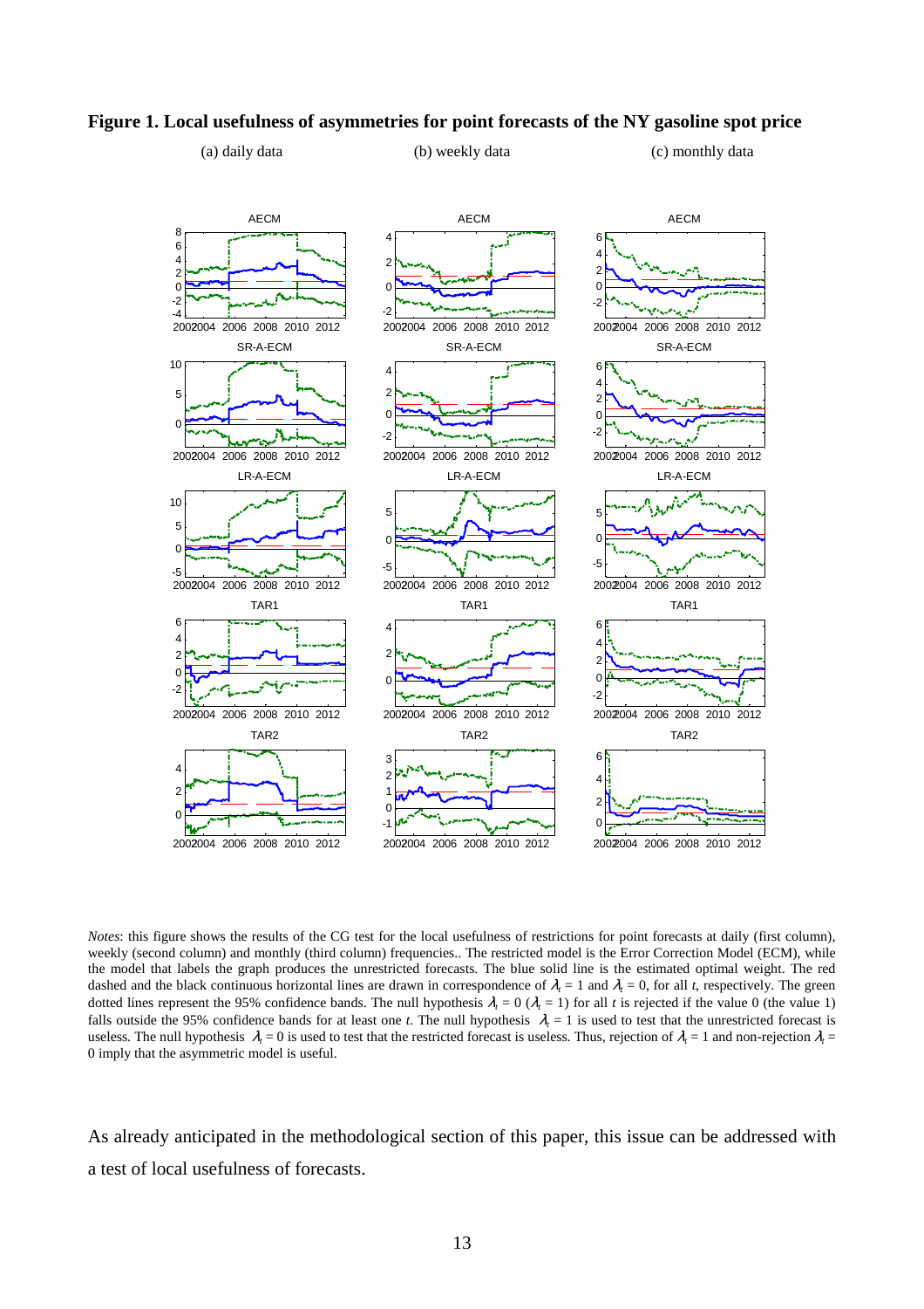**Figure 1. Local usefulness of asymmetries for point forecasts of the NY gasoline spot price**

(a) daily data (b) weekly data (c) monthly data

*Notes*: this figure shows the results of the CG test for the local usefulness of restrictions for point forecasts at daily (first column), weekly (second column) and monthly (third column) frequencies.. The restricted model is the Error Correction Model (ECM), while the model that labels the graph produces the unrestricted forecasts. The blue solid line is the estimated optimal weight. The red dashed and the black continuous horizontal lines are drawn in correspondence of $\lambda_t = 1$ and $\lambda_t = 0$, for all $t$, respectively. The green dotted lines represent the 95% confidence bands. The null hypothesis $\lambda_t = 0$ ($\lambda_t = 1$) for all $t$ is rejected if the value 0 (the value 1) falls outside the 95% confidence bands for at least one $t$. The null hypothesis $\lambda_t = 1$ is used to test that the unrestricted forecast is useless. The null hypothesis $\lambda_t = 0$ is used to test that the restricted forecast is useless. Thus, rejection of $\lambda_t = 1$ and non-rejection $\lambda_t = 0$ imply that the asymmetric model is useful.

As already anticipated in the methodological section of this paper, this issue can be addressed with a test of local usefulness of forecasts.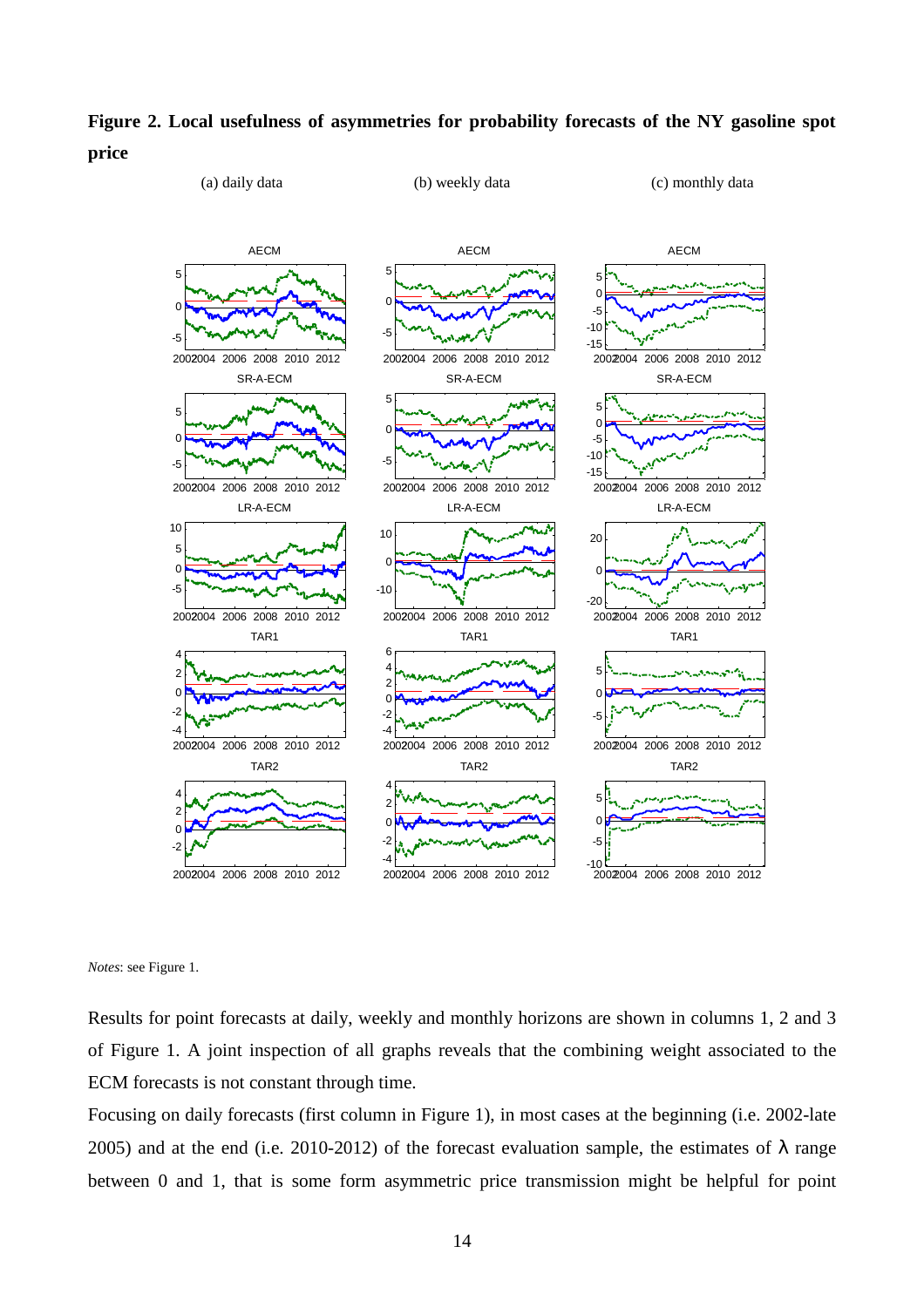**Figure 2. Local usefulness of asymmetries for probability forecasts of the NY gasoline spot price**

*Notes*: see Figure 1.

Results for point forecasts at daily, weekly and monthly horizons are shown in columns 1, 2 and 3 of Figure 1. A joint inspection of all graphs reveals that the combining weight associated to the ECM forecasts is not constant through time.

Focusing on daily forecasts (first column in Figure 1), in most cases at the beginning (i.e. 2002-late 2005) and at the end (i.e. 2010-2012) of the forecast evaluation sample, the estimates of $\lambda$ range between 0 and 1, that is some form asymmetric price transmission might be helpful for point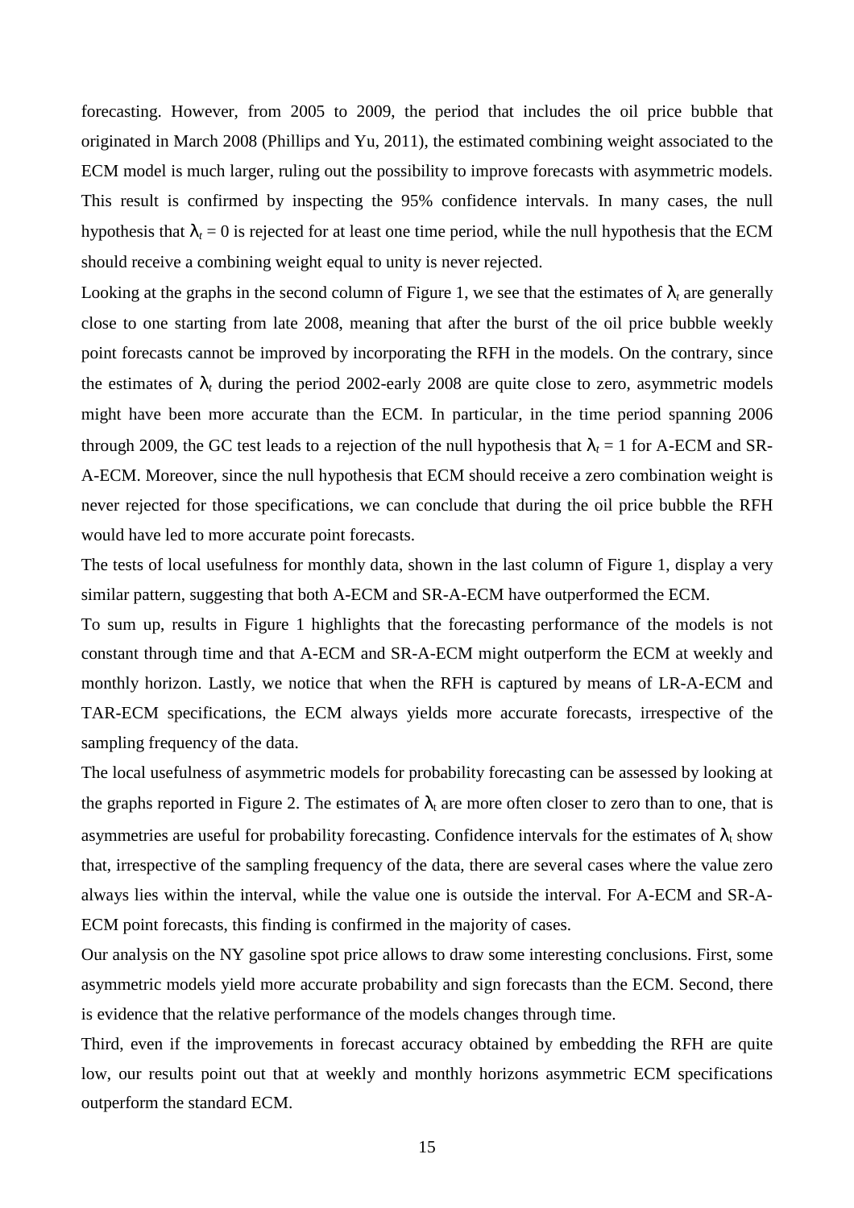forecasting. However, from 2005 to 2009, the period that includes the oil price bubble that originated in March 2008 (Phillips and Yu, 2011), the estimated combining weight associated to the ECM model is much larger, ruling out the possibility to improve forecasts with asymmetric models. This result is confirmed by inspecting the 95% confidence intervals. In many cases, the null hypothesis that $\lambda_t = 0$ is rejected for at least one time period, while the null hypothesis that the ECM should receive a combining weight equal to unity is never rejected.

Looking at the graphs in the second column of Figure 1, we see that the estimates of $\lambda_t$ are generally close to one starting from late 2008, meaning that after the burst of the oil price bubble weekly point forecasts cannot be improved by incorporating the RFH in the models. On the contrary, since the estimates of $\lambda_t$ during the period 2002-early 2008 are quite close to zero, asymmetric models might have been more accurate than the ECM. In particular, in the time period spanning 2006 through 2009, the GC test leads to a rejection of the null hypothesis that $\lambda_t = 1$ for A-ECM and SR-A-ECM. Moreover, since the null hypothesis that ECM should receive a zero combination weight is never rejected for those specifications, we can conclude that during the oil price bubble the RFH would have led to more accurate point forecasts.

The tests of local usefulness for monthly data, shown in the last column of Figure 1, display a very similar pattern, suggesting that both A-ECM and SR-A-ECM have outperformed the ECM.

To sum up, results in Figure 1 highlights that the forecasting performance of the models is not constant through time and that A-ECM and SR-A-ECM might outperform the ECM at weekly and monthly horizon. Lastly, we notice that when the RFH is captured by means of LR-A-ECM and TAR-ECM specifications, the ECM always yields more accurate forecasts, irrespective of the sampling frequency of the data.

The local usefulness of asymmetric models for probability forecasting can be assessed by looking at the graphs reported in Figure 2. The estimates of $\lambda_t$ are more often closer to zero than to one, that is asymmetries are useful for probability forecasting. Confidence intervals for the estimates of $\lambda_t$ show that, irrespective of the sampling frequency of the data, there are several cases where the value zero always lies within the interval, while the value one is outside the interval. For A-ECM and SR-A-ECM point forecasts, this finding is confirmed in the majority of cases.

Our analysis on the NY gasoline spot price allows to draw some interesting conclusions. First, some asymmetric models yield more accurate probability and sign forecasts than the ECM. Second, there is evidence that the relative performance of the models changes through time.

Third, even if the improvements in forecast accuracy obtained by embedding the RFH are quite low, our results point out that at weekly and monthly horizons asymmetric ECM specifications outperform the standard ECM.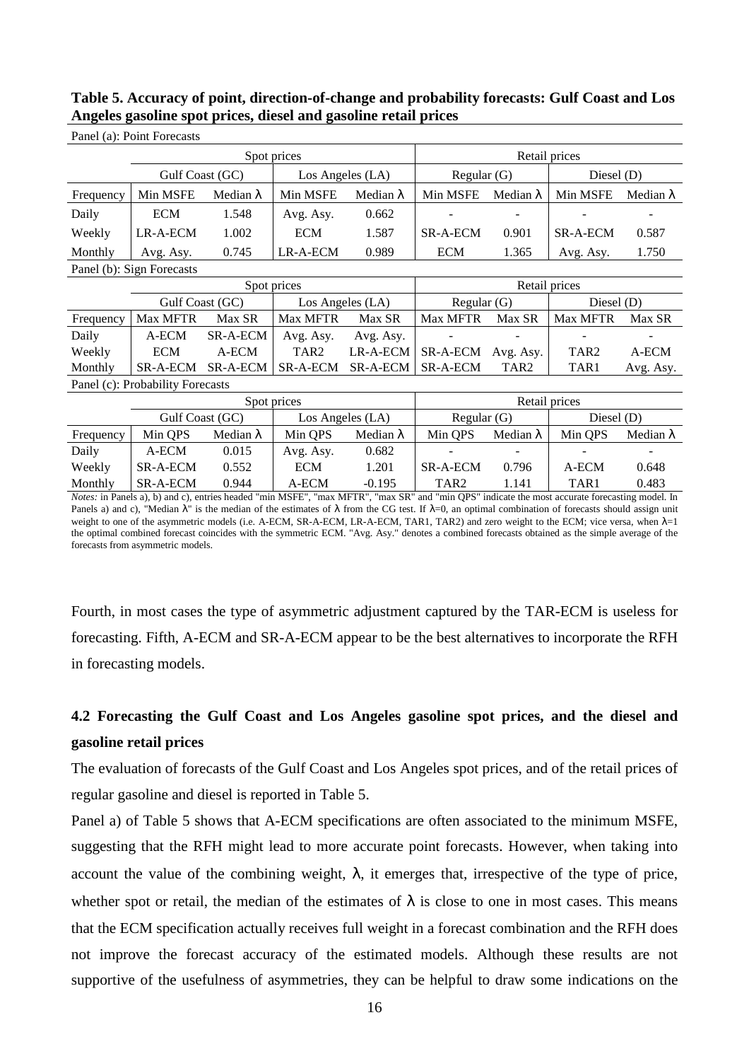**Table 5. Accuracy of point, direction-of-change and probability forecasts: Gulf Coast and Los Angeles gasoline spot prices, diesel and gasoline retail prices**

Panel (a): Point Forecasts

| | Spot prices | | | | Retail prices | | | |
|---|---|---|---|---|---|---|---|---|
| | Gulf Coast (GC) | | Los Angeles (LA) | | Regular (G) | | Diesel (D) | |
| Frequency | Min MSFE | Median $\lambda$ | Min MSFE | Median $\lambda$ | Min MSFE | Median $\lambda$ | Min MSFE | Median $\lambda$ |
| Daily | ECM | 1.548 | Avg. Asy. | 0.662 | - | - | - | - |
| Weekly | LR-A-ECM | 1.002 | ECM | 1.587 | SR-A-ECM | 0.901 | SR-A-ECM | 0.587 |
| Monthly | Avg. Asy. | 0.745 | LR-A-ECM | 0.989 | ECM | 1.365 | Avg. Asy. | 1.750 |

Panel (b): Sign Forecasts

| | Spot prices | | | | Retail prices | | | |
|---|---|---|---|---|---|---|---|---|
| | Gulf Coast (GC) | | Los Angeles (LA) | | Regular (G) | | Diesel (D) | |
| Frequency | Max MFTR | Max SR | Max MFTR | Max SR | Max MFTR | Max SR | Max MFTR | Max SR |
| Daily | A-ECM | SR-A-ECM | Avg. Asy. | Avg. Asy. | - | - | - | - |
| Weekly | ECM | A-ECM | TAR2 | LR-A-ECM | SR-A-ECM | Avg. Asy. | TAR2 | A-ECM |
| Monthly | SR-A-ECM | SR-A-ECM | SR-A-ECM | SR-A-ECM | SR-A-ECM | TAR2 | TAR1 | Avg. Asy. |

Panel (c): Probability Forecasts

| | Spot prices | | | | Retail prices | | | |
|---|---|---|---|---|---|---|---|---|
| | Gulf Coast (GC) | | Los Angeles (LA) | | Regular (G) | | Diesel (D) | |
| Frequency | Min QPS | Median $\lambda$ | Min QPS | Median $\lambda$ | Min QPS | Median $\lambda$ | Min QPS | Median $\lambda$ |
| Daily | A-ECM | 0.015 | Avg. Asy. | 0.682 | - | - | - | - |
| Weekly | SR-A-ECM | 0.552 | ECM | 1.201 | SR-A-ECM | 0.796 | A-ECM | 0.648 |
| Monthly | SR-A-ECM | 0.944 | A-ECM | -0.195 | TAR2 | 1.141 | TAR1 | 0.483 |

*Notes:* in Panels a), b) and c), entries headed "min MSFE", "max MFTR", "max SR" and "min QPS" indicate the most accurate forecasting model. In Panels a) and c), "Median $\lambda$" is the median of the estimates of $\lambda$ from the CG test. If $\lambda$=0, an optimal combination of forecasts should assign unit weight to one of the asymmetric models (i.e. A-ECM, SR-A-ECM, LR-A-ECM, TAR1, TAR2) and zero weight to the ECM; vice versa, when $\lambda$=1 the optimal combined forecast coincides with the symmetric ECM. "Avg. Asy." denotes a combined forecasts obtained as the simple average of the forecasts from asymmetric models.

Fourth, in most cases the type of asymmetric adjustment captured by the TAR-ECM is useless for forecasting. Fifth, A-ECM and SR-A-ECM appear to be the best alternatives to incorporate the RFH in forecasting models.

### 4.2 Forecasting the Gulf Coast and Los Angeles gasoline spot prices, and the diesel and gasoline retail prices

The evaluation of forecasts of the Gulf Coast and Los Angeles spot prices, and of the retail prices of regular gasoline and diesel is reported in Table 5.

Panel a) of Table 5 shows that A-ECM specifications are often associated to the minimum MSFE, suggesting that the RFH might lead to more accurate point forecasts. However, when taking into account the value of the combining weight, $\lambda$, it emerges that, irrespective of the type of price, whether spot or retail, the median of the estimates of $\lambda$ is close to one in most cases. This means that the ECM specification actually receives full weight in a forecast combination and the RFH does not improve the forecast accuracy of the estimated models. Although these results are not supportive of the usefulness of asymmetries, they can be helpful to draw some indications on the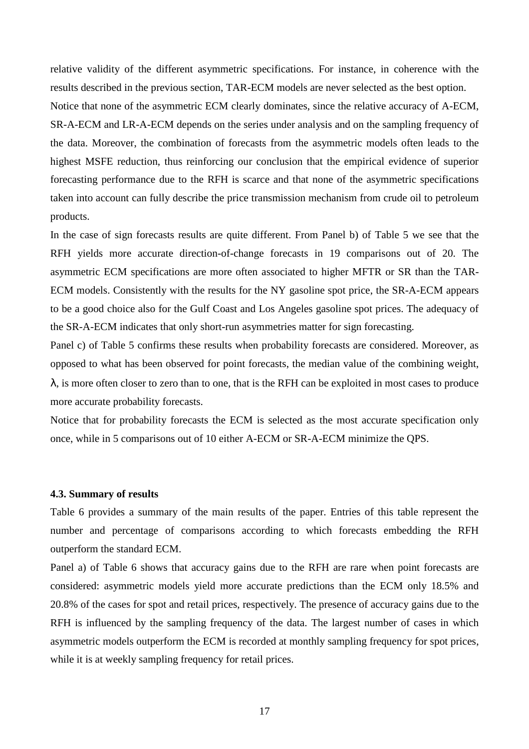relative validity of the different asymmetric specifications. For instance, in coherence with the results described in the previous section, TAR-ECM models are never selected as the best option.

Notice that none of the asymmetric ECM clearly dominates, since the relative accuracy of A-ECM, SR-A-ECM and LR-A-ECM depends on the series under analysis and on the sampling frequency of the data. Moreover, the combination of forecasts from the asymmetric models often leads to the highest MSFE reduction, thus reinforcing our conclusion that the empirical evidence of superior forecasting performance due to the RFH is scarce and that none of the asymmetric specifications taken into account can fully describe the price transmission mechanism from crude oil to petroleum products.

In the case of sign forecasts results are quite different. From Panel b) of Table 5 we see that the RFH yields more accurate direction-of-change forecasts in 19 comparisons out of 20. The asymmetric ECM specifications are more often associated to higher MFTR or SR than the TAR-ECM models. Consistently with the results for the NY gasoline spot price, the SR-A-ECM appears to be a good choice also for the Gulf Coast and Los Angeles gasoline spot prices. The adequacy of the SR-A-ECM indicates that only short-run asymmetries matter for sign forecasting.

Panel c) of Table 5 confirms these results when probability forecasts are considered. Moreover, as opposed to what has been observed for point forecasts, the median value of the combining weight, $\lambda$, is more often closer to zero than to one, that is the RFH can be exploited in most cases to produce more accurate probability forecasts.

Notice that for probability forecasts the ECM is selected as the most accurate specification only once, while in 5 comparisons out of 10 either A-ECM or SR-A-ECM minimize the QPS.

#### 4.3. Summary of results

Table 6 provides a summary of the main results of the paper. Entries of this table represent the number and percentage of comparisons according to which forecasts embedding the RFH outperform the standard ECM.

Panel a) of Table 6 shows that accuracy gains due to the RFH are rare when point forecasts are considered: asymmetric models yield more accurate predictions than the ECM only 18.5% and 20.8% of the cases for spot and retail prices, respectively. The presence of accuracy gains due to the RFH is influenced by the sampling frequency of the data. The largest number of cases in which asymmetric models outperform the ECM is recorded at monthly sampling frequency for spot prices, while it is at weekly sampling frequency for retail prices.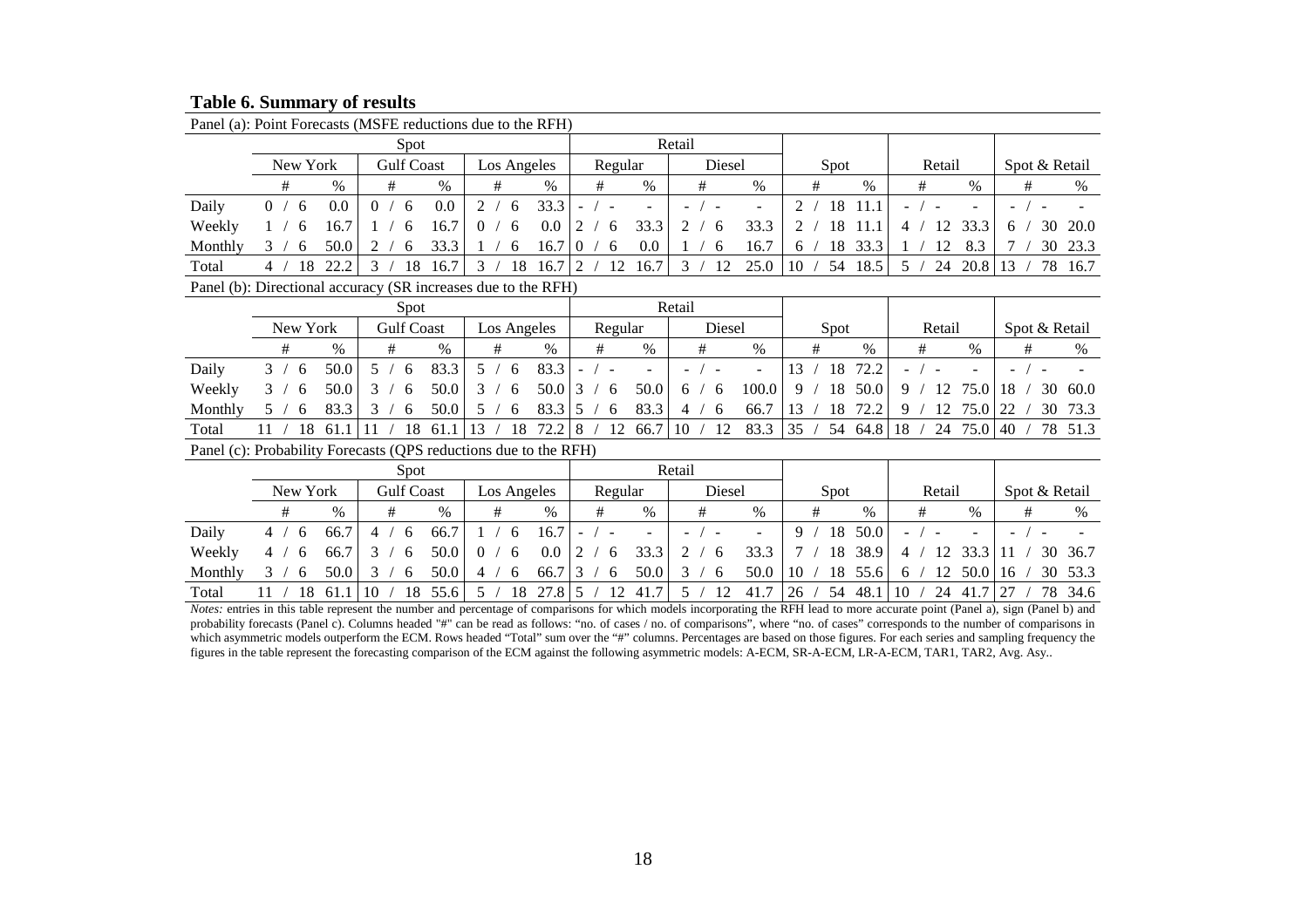**Table 6. Summary of results**

Panel (a): Point Forecasts (MSFE reductions due to the RFH)

| | Spot | | | | | | Retail | | | | | | | | | |
|---|---|---|---|---|---|---|---|---|---|---|---|---|---|---|---|---|
| | New York | | Gulf Coast | | Los Angeles | | Regular | | Diesel | | Spot | | Retail | | Spot & Retail | |
| | # | % | # | % | # | % | # | % | # | % | # | % | # | % | # | % |
| Daily | 0 / 6 | 0.0 | 0 / 6 | 0.0 | 2 / 6 | 33.3 | - / - | - | - / - | - | 2 / 18 | 11.1 | - / - | - | - / - | - |
| Weekly | 1 / 6 | 16.7 | 1 / 6 | 16.7 | 0 / 6 | 0.0 | 2 / 6 | 33.3 | 2 / 6 | 33.3 | 2 / 18 | 11.1 | 4 / 12 | 33.3 | 6 / 30 | 20.0 |
| Monthly | 3 / 6 | 50.0 | 2 / 6 | 33.3 | 1 / 6 | 16.7 | 0 / 6 | 0.0 | 1 / 6 | 16.7 | 6 / 18 | 33.3 | 1 / 12 | 8.3 | 7 / 30 | 23.3 |
| Total | 4 / 18 | 22.2 | 3 / 18 | 16.7 | 3 / 18 | 16.7 | 2 / 12 | 16.7 | 3 / 12 | 25.0 | 10 / 54 | 18.5 | 5 / 24 | 20.8 | 13 / 78 | 16.7 |

Panel (b): Directional accuracy (SR increases due to the RFH)

| | Spot | | | | | | Retail | | | | | | | | | |
|---|---|---|---|---|---|---|---|---|---|---|---|---|---|---|---|---|
| | New York | | Gulf Coast | | Los Angeles | | Regular | | Diesel | | Spot | | Retail | | Spot & Retail | |
| | # | % | # | % | # | % | # | % | # | % | # | % | # | % | # | % |
| Daily | 3 / 6 | 50.0 | 5 / 6 | 83.3 | 5 / 6 | 83.3 | - / - | - | - / - | - | 13 / 18 | 72.2 | - / - | - | - / - | - |
| Weekly | 3 / 6 | 50.0 | 3 / 6 | 50.0 | 3 / 6 | 50.0 | 3 / 6 | 50.0 | 6 / 6 | 100.0 | 9 / 18 | 50.0 | 9 / 12 | 75.0 | 18 / 30 | 60.0 |
| Monthly | 5 / 6 | 83.3 | 3 / 6 | 50.0 | 5 / 6 | 83.3 | 5 / 6 | 83.3 | 4 / 6 | 66.7 | 13 / 18 | 72.2 | 9 / 12 | 75.0 | 22 / 30 | 73.3 |
| Total | 11 / 18 | 61.1 | 11 / 18 | 61.1 | 13 / 18 | 72.2 | 8 / 12 | 66.7 | 10 / 12 | 83.3 | 35 / 54 | 64.8 | 18 / 24 | 75.0 | 40 / 78 | 51.3 |

Panel (c): Probability Forecasts (QPS reductions due to the RFH)

| | Spot | | | | | | Retail | | | | | | | | | |
|---|---|---|---|---|---|---|---|---|---|---|---|---|---|---|---|---|
| | New York | | Gulf Coast | | Los Angeles | | Regular | | Diesel | | Spot | | Retail | | Spot & Retail | |
| | # | % | # | % | # | % | # | % | # | % | # | % | # | % | # | % |
| Daily | 4 / 6 | 66.7 | 4 / 6 | 66.7 | 1 / 6 | 16.7 | - / - | - | - / - | - | 9 / 18 | 50.0 | - / - | - | - / - | - |
| Weekly | 4 / 6 | 66.7 | 3 / 6 | 50.0 | 0 / 6 | 0.0 | 2 / 6 | 33.3 | 2 / 6 | 33.3 | 7 / 18 | 38.9 | 4 / 12 | 33.3 | 11 / 30 | 36.7 |
| Monthly | 3 / 6 | 50.0 | 3 / 6 | 50.0 | 4 / 6 | 66.7 | 3 / 6 | 50.0 | 3 / 6 | 50.0 | 10 / 18 | 55.6 | 6 / 12 | 50.0 | 16 / 30 | 53.3 |
| Total | 11 / 18 | 61.1 | 10 / 18 | 55.6 | 5 / 18 | 27.8 | 5 / 12 | 41.7 | 5 / 12 | 41.7 | 26 / 54 | 48.1 | 10 / 24 | 41.7 | 27 / 78 | 34.6 |

*Notes:* entries in this table represent the number and percentage of comparisons for which models incorporating the RFH lead to more accurate point (Panel a), sign (Panel b) and probability forecasts (Panel c). Columns headed "#" can be read as follows: "no. of cases / no. of comparisons", where "no. of cases" corresponds to the number of comparisons in which asymmetric models outperform the ECM. Rows headed "Total" sum over the "#" columns. Percentages are based on those figures. For each series and sampling frequency the figures in the table represent the forecasting comparison of the ECM against the following asymmetric models: A-ECM, SR-A-ECM, LR-A-ECM, TAR1, TAR2, Avg. Asy..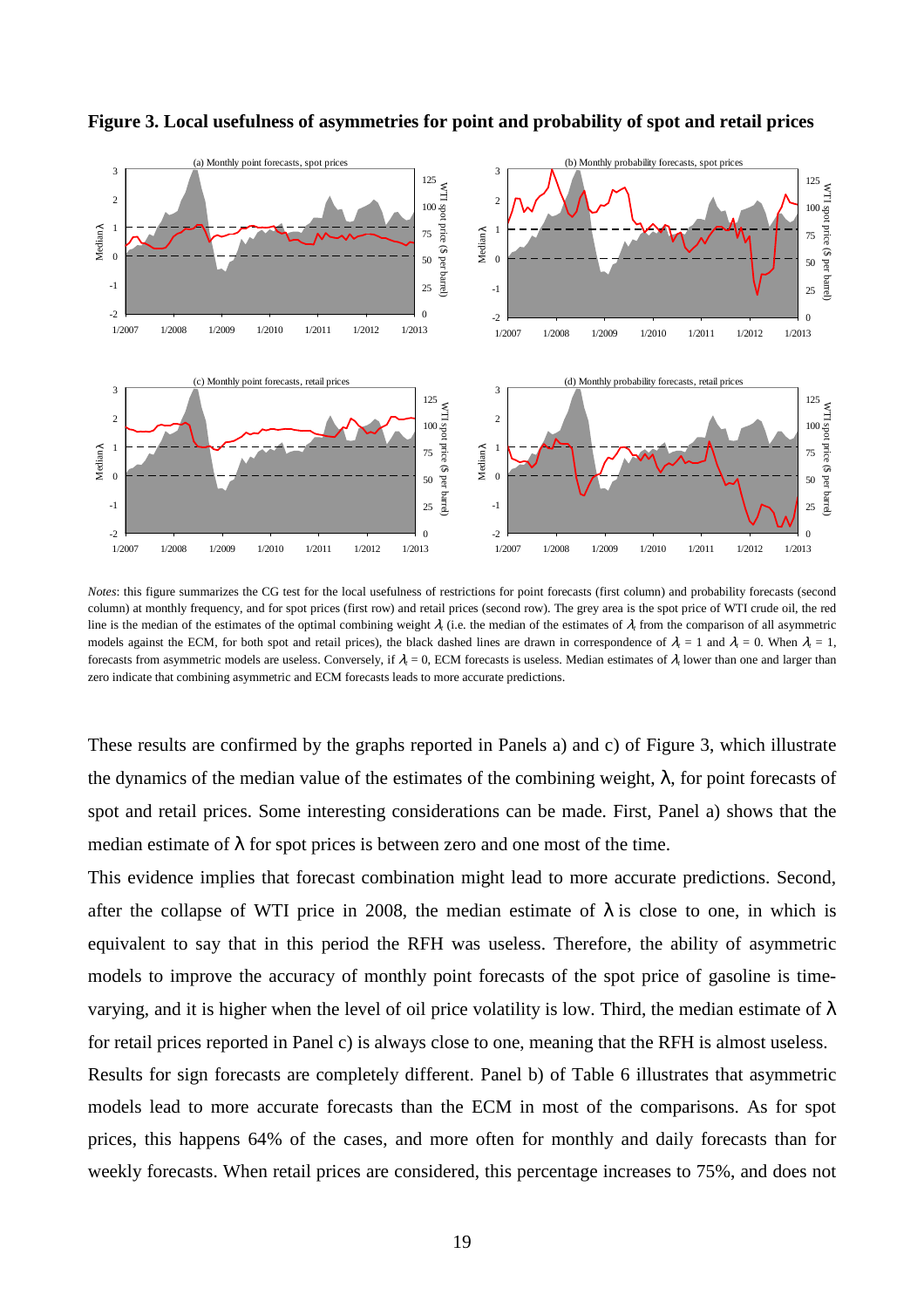**Figure 3. Local usefulness of asymmetries for point and probability of spot and retail prices**

*Notes*: this figure summarizes the CG test for the local usefulness of restrictions for point forecasts (first column) and probability forecasts (second column) at monthly frequency, and for spot prices (first row) and retail prices (second row). The grey area is the spot price of WTI crude oil, the red line is the median of the estimates of the optimal combining weight $\lambda_t$ (i.e. the median of the estimates of $\lambda_t$ from the comparison of all asymmetric models against the ECM, for both spot and retail prices), the black dashed lines are drawn in correspondence of $\lambda_t = 1$ and $\lambda_t = 0$. When $\lambda_t = 1$, forecasts from asymmetric models are useless. Conversely, if $\lambda_t = 0$, ECM forecasts is useless. Median estimates of $\lambda_t$ lower than one and larger than zero indicate that combining asymmetric and ECM forecasts leads to more accurate predictions.

These results are confirmed by the graphs reported in Panels a) and c) of Figure 3, which illustrate the dynamics of the median value of the estimates of the combining weight, λ, for point forecasts of spot and retail prices. Some interesting considerations can be made. First, Panel a) shows that the median estimate of λ for spot prices is between zero and one most of the time.

This evidence implies that forecast combination might lead to more accurate predictions. Second, after the collapse of WTI price in 2008, the median estimate of λ is close to one, in which is equivalent to say that in this period the RFH was useless. Therefore, the ability of asymmetric models to improve the accuracy of monthly point forecasts of the spot price of gasoline is time-varying, and it is higher when the level of oil price volatility is low. Third, the median estimate of λ for retail prices reported in Panel c) is always close to one, meaning that the RFH is almost useless.

Results for sign forecasts are completely different. Panel b) of Table 6 illustrates that asymmetric models lead to more accurate forecasts than the ECM in most of the comparisons. As for spot prices, this happens 64% of the cases, and more often for monthly and daily forecasts than for weekly forecasts. When retail prices are considered, this percentage increases to 75%, and does not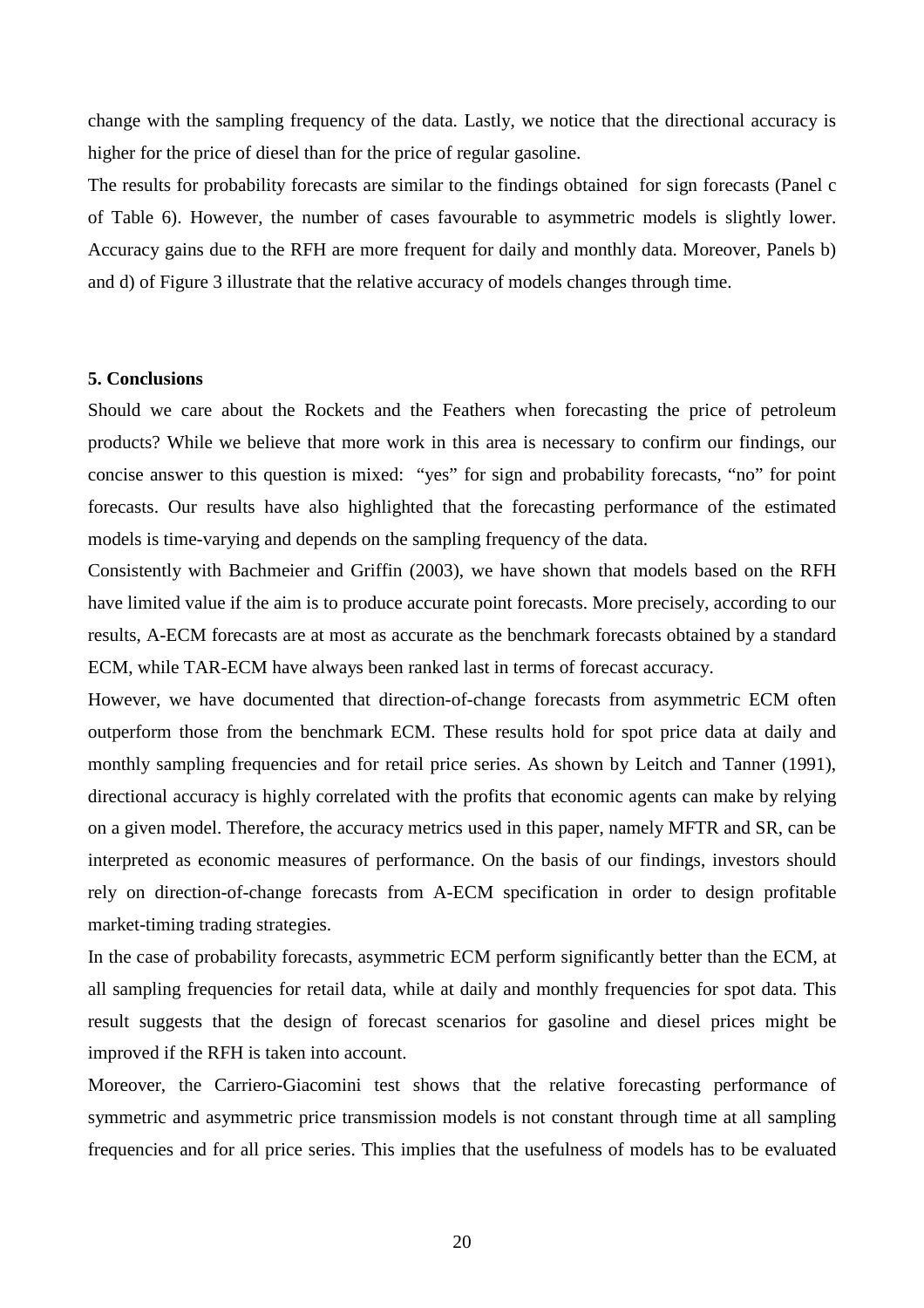change with the sampling frequency of the data. Lastly, we notice that the directional accuracy is higher for the price of diesel than for the price of regular gasoline.

The results for probability forecasts are similar to the findings obtained for sign forecasts (Panel c of Table 6). However, the number of cases favourable to asymmetric models is slightly lower. Accuracy gains due to the RFH are more frequent for daily and monthly data. Moreover, Panels b) and d) of Figure 3 illustrate that the relative accuracy of models changes through time.

## 5. Conclusions

Should we care about the Rockets and the Feathers when forecasting the price of petroleum products? While we believe that more work in this area is necessary to confirm our findings, our concise answer to this question is mixed: "yes" for sign and probability forecasts, "no" for point forecasts. Our results have also highlighted that the forecasting performance of the estimated models is time-varying and depends on the sampling frequency of the data.

Consistently with Bachmeier and Griffin (2003), we have shown that models based on the RFH have limited value if the aim is to produce accurate point forecasts. More precisely, according to our results, A-ECM forecasts are at most as accurate as the benchmark forecasts obtained by a standard ECM, while TAR-ECM have always been ranked last in terms of forecast accuracy.

However, we have documented that direction-of-change forecasts from asymmetric ECM often outperform those from the benchmark ECM. These results hold for spot price data at daily and monthly sampling frequencies and for retail price series. As shown by Leitch and Tanner (1991), directional accuracy is highly correlated with the profits that economic agents can make by relying on a given model. Therefore, the accuracy metrics used in this paper, namely MFTR and SR, can be interpreted as economic measures of performance. On the basis of our findings, investors should rely on direction-of-change forecasts from A-ECM specification in order to design profitable market-timing trading strategies.

In the case of probability forecasts, asymmetric ECM perform significantly better than the ECM, at all sampling frequencies for retail data, while at daily and monthly frequencies for spot data. This result suggests that the design of forecast scenarios for gasoline and diesel prices might be improved if the RFH is taken into account.

Moreover, the Carriero-Giacomini test shows that the relative forecasting performance of symmetric and asymmetric price transmission models is not constant through time at all sampling frequencies and for all price series. This implies that the usefulness of models has to be evaluated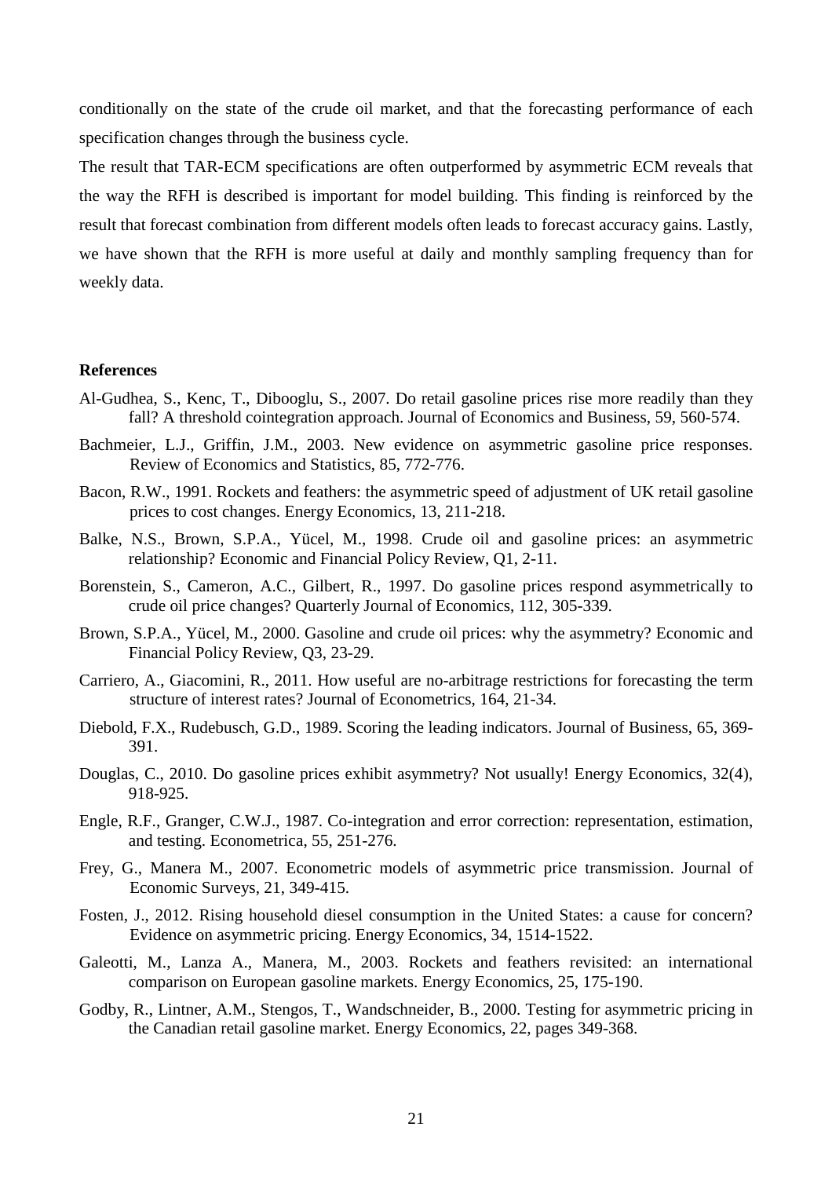conditionally on the state of the crude oil market, and that the forecasting performance of each specification changes through the business cycle.

The result that TAR-ECM specifications are often outperformed by asymmetric ECM reveals that the way the RFH is described is important for model building. This finding is reinforced by the result that forecast combination from different models often leads to forecast accuracy gains. Lastly, we have shown that the RFH is more useful at daily and monthly sampling frequency than for weekly data.

**References**

Al-Gudhea, S., Kenc, T., Dibooglu, S., 2007. Do retail gasoline prices rise more readily than they fall? A threshold cointegration approach. Journal of Economics and Business, 59, 560-574.

Bachmeier, L.J., Griffin, J.M., 2003. New evidence on asymmetric gasoline price responses. Review of Economics and Statistics, 85, 772-776.

Bacon, R.W., 1991. Rockets and feathers: the asymmetric speed of adjustment of UK retail gasoline prices to cost changes. Energy Economics, 13, 211-218.

Balke, N.S., Brown, S.P.A., Yücel, M., 1998. Crude oil and gasoline prices: an asymmetric relationship? Economic and Financial Policy Review, Q1, 2-11.

Borenstein, S., Cameron, A.C., Gilbert, R., 1997. Do gasoline prices respond asymmetrically to crude oil price changes? Quarterly Journal of Economics, 112, 305-339.

Brown, S.P.A., Yücel, M., 2000. Gasoline and crude oil prices: why the asymmetry? Economic and Financial Policy Review, Q3, 23-29.

Carriero, A., Giacomini, R., 2011. How useful are no-arbitrage restrictions for forecasting the term structure of interest rates? Journal of Econometrics, 164, 21-34.

Diebold, F.X., Rudebusch, G.D., 1989. Scoring the leading indicators. Journal of Business, 65, 369-391.

Douglas, C., 2010. Do gasoline prices exhibit asymmetry? Not usually! Energy Economics, 32(4), 918-925.

Engle, R.F., Granger, C.W.J., 1987. Co-integration and error correction: representation, estimation, and testing. Econometrica, 55, 251-276.

Frey, G., Manera M., 2007. Econometric models of asymmetric price transmission. Journal of Economic Surveys, 21, 349-415.

Fosten, J., 2012. Rising household diesel consumption in the United States: a cause for concern? Evidence on asymmetric pricing. Energy Economics, 34, 1514-1522.

Galeotti, M., Lanza A., Manera, M., 2003. Rockets and feathers revisited: an international comparison on European gasoline markets. Energy Economics, 25, 175-190.

Godby, R., Lintner, A.M., Stengos, T., Wandschneider, B., 2000. Testing for asymmetric pricing in the Canadian retail gasoline market. Energy Economics, 22, pages 349-368.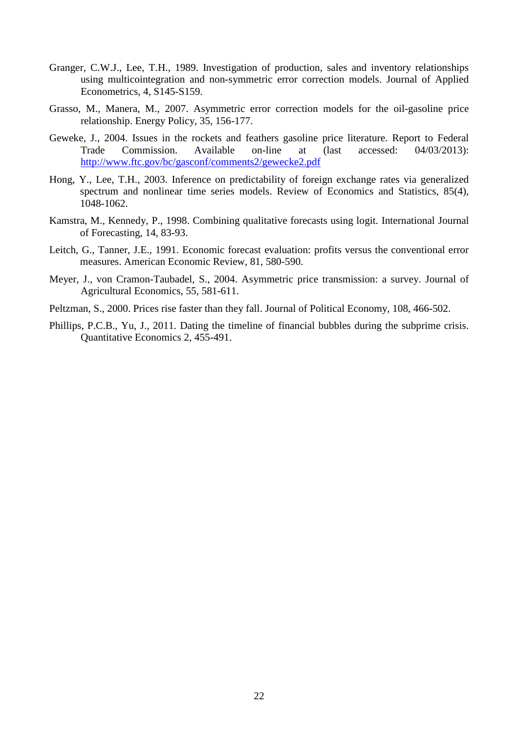Granger, C.W.J., Lee, T.H., 1989. Investigation of production, sales and inventory relationships using multicointegration and non-symmetric error correction models. Journal of Applied Econometrics, 4, S145-S159.

Grasso, M., Manera, M., 2007. Asymmetric error correction models for the oil-gasoline price relationship. Energy Policy, 35, 156-177.

Geweke, J., 2004. Issues in the rockets and feathers gasoline price literature. Report to Federal Trade Commission. Available on-line at (last accessed: 04/03/2013): http://www.ftc.gov/bc/gasconf/comments2/gewecke2.pdf

Hong, Y., Lee, T.H., 2003. Inference on predictability of foreign exchange rates via generalized spectrum and nonlinear time series models. Review of Economics and Statistics, 85(4), 1048-1062.

Kamstra, M., Kennedy, P., 1998. Combining qualitative forecasts using logit. International Journal of Forecasting, 14, 83-93.

Leitch, G., Tanner, J.E., 1991. Economic forecast evaluation: profits versus the conventional error measures. American Economic Review, 81, 580-590.

Meyer, J., von Cramon-Taubadel, S., 2004. Asymmetric price transmission: a survey. Journal of Agricultural Economics, 55, 581-611.

Peltzman, S., 2000. Prices rise faster than they fall. Journal of Political Economy, 108, 466-502.

Phillips, P.C.B., Yu, J., 2011. Dating the timeline of financial bubbles during the subprime crisis. Quantitative Economics 2, 455-491.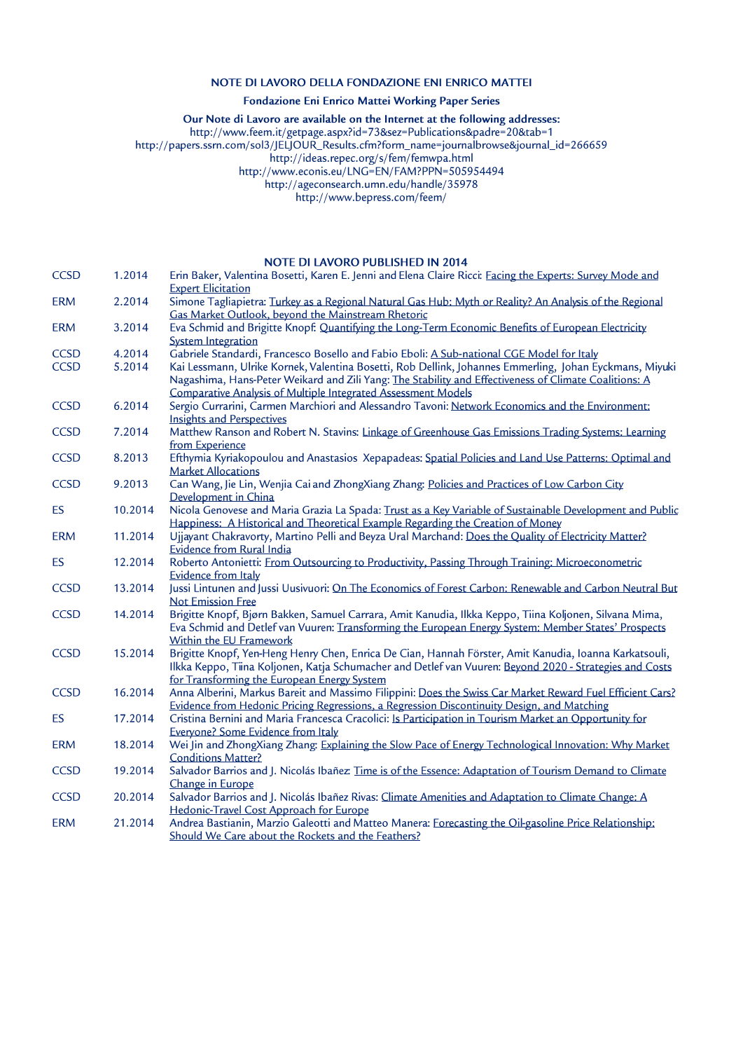**NOTE DI LAVORO DELLA FONDAZIONE ENI ENRICO MATTEI**

**Fondazione Eni Enrico Mattei Working Paper Series**

**Our Note di Lavoro are available on the Internet at the following addresses:**

http://www.feem.it/getpage.aspx?id=73&sez=Publications&padre=20&tab=1
http://papers.ssrn.com/sol3/JELJOUR_Results.cfm?form_name=journalbrowse&journal_id=266659
http://ideas.repec.org/s/fem/femwpa.html
http://www.econis.eu/LNG=EN/FAM?PPN=505954494
http://ageconsearch.umn.edu/handle/35978
http://www.bepress.com/feem/

**NOTE DI LAVORO PUBLISHED IN 2014**

| | | |
|---|---|---|
| CCSD | 1.2014 | Erin Baker, Valentina Bosetti, Karen E. Jenni and Elena Claire Ricci: Facing the Experts: Survey Mode and Expert Elicitation |
| ERM | 2.2014 | Simone Tagliapietra: Turkey as a Regional Natural Gas Hub: Myth or Reality? An Analysis of the Regional Gas Market Outlook, beyond the Mainstream Rhetoric |
| ERM | 3.2014 | Eva Schmid and Brigitte Knopf: Quantifying the Long-Term Economic Benefits of European Electricity System Integration |
| CCSD | 4.2014 | Gabriele Standardi, Francesco Bosello and Fabio Eboli: A Sub-national CGE Model for Italy |
| CCSD | 5.2014 | Kai Lessmann, Ulrike Kornek, Valentina Bosetti, Rob Dellink, Johannes Emmerling, Johan Eyckmans, Miyuki Nagashima, Hans-Peter Weikard and Zili Yang: The Stability and Effectiveness of Climate Coalitions: A Comparative Analysis of Multiple Integrated Assessment Models |
| CCSD | 6.2014 | Sergio Currarini, Carmen Marchiori and Alessandro Tavoni: Network Economics and the Environment: Insights and Perspectives |
| CCSD | 7.2014 | Matthew Ranson and Robert N. Stavins: Linkage of Greenhouse Gas Emissions Trading Systems: Learning from Experience |
| CCSD | 8.2013 | Efthymia Kyriakopoulou and Anastasios Xepapadeas: Spatial Policies and Land Use Patterns: Optimal and Market Allocations |
| CCSD | 9.2013 | Can Wang, Jie Lin, Wenjia Cai and ZhongXiang Zhang: Policies and Practices of Low Carbon City Development in China |
| ES | 10.2014 | Nicola Genovese and Maria Grazia La Spada: Trust as a Key Variable of Sustainable Development and Public Happiness: A Historical and Theoretical Example Regarding the Creation of Money |
| ERM | 11.2014 | Ujjayant Chakravorty, Martino Pelli and Beyza Ural Marchand: Does the Quality of Electricity Matter? Evidence from Rural India |
| ES | 12.2014 | Roberto Antonietti: From Outsourcing to Productivity, Passing Through Training: Microeconometric Evidence from Italy |
| CCSD | 13.2014 | Jussi Lintunen and Jussi Uusivuori: On The Economics of Forest Carbon: Renewable and Carbon Neutral But Not Emission Free |
| CCSD | 14.2014 | Brigitte Knopf, Bjørn Bakken, Samuel Carrara, Amit Kanudia, Ilkka Keppo, Tiina Koljonen, Silvana Mima, Eva Schmid and Detlef van Vuuren: Transforming the European Energy System: Member States' Prospects Within the EU Framework |
| CCSD | 15.2014 | Brigitte Knopf, Yen-Heng Henry Chen, Enrica De Cian, Hannah Förster, Amit Kanudia, Ioanna Karkatsouli, Ilkka Keppo, Tiina Koljonen, Katja Schumacher and Detlef van Vuuren: Beyond 2020 - Strategies and Costs for Transforming the European Energy System |
| CCSD | 16.2014 | Anna Alberini, Markus Bareit and Massimo Filippini: Does the Swiss Car Market Reward Fuel Efficient Cars? Evidence from Hedonic Pricing Regressions, a Regression Discontinuity Design, and Matching |
| ES | 17.2014 | Cristina Bernini and Maria Francesca Cracolici: Is Participation in Tourism Market an Opportunity for Everyone? Some Evidence from Italy |
| ERM | 18.2014 | Wei Jin and ZhongXiang Zhang: Explaining the Slow Pace of Energy Technological Innovation: Why Market Conditions Matter? |
| CCSD | 19.2014 | Salvador Barrios and J. Nicolás Ibañez: Time is of the Essence: Adaptation of Tourism Demand to Climate Change in Europe |
| CCSD | 20.2014 | Salvador Barrios and J. Nicolás Ibañez Rivas: Climate Amenities and Adaptation to Climate Change: A Hedonic-Travel Cost Approach for Europe |
| ERM | 21.2014 | Andrea Bastianin, Marzio Galeotti and Matteo Manera: Forecasting the Oil-gasoline Price Relationship: Should We Care about the Rockets and the Feathers? |